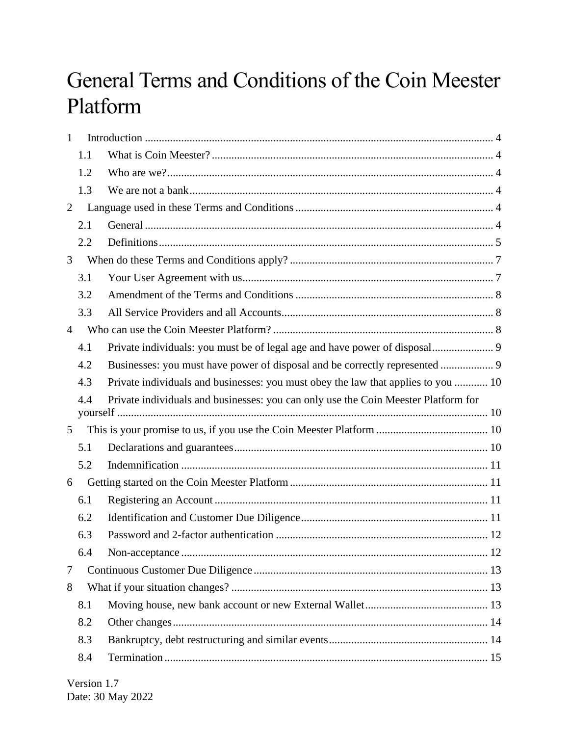# General Terms and Conditions of the Coin Meester Platform

1 Introduction ........................................................................................................................ 4
  1.1 What is Coin Meester? ................................................................................................. 4
  1.2 Who are we? ................................................................................................................. 4
  1.3 We are not a bank ......................................................................................................... 4
2 Language used in these Terms and Conditions .................................................................. 4
  2.1 General .......................................................................................................................... 4
  2.2 Definitions ..................................................................................................................... 5
3 When do these Terms and Conditions apply? ..................................................................... 7
  3.1 Your User Agreement with us ........................................................................................ 7
  3.2 Amendment of the Terms and Conditions ..................................................................... 8
  3.3 All Service Providers and all Accounts .......................................................................... 8
4 Who can use the Coin Meester Platform? .......................................................................... 8
  4.1 Private individuals: you must be of legal age and have power of disposal ..................... 9
  4.2 Businesses: you must have power of disposal and be correctly represented .................. 9
  4.3 Private individuals and businesses: you must obey the law that applies to you ............ 10
  4.4 Private individuals and businesses: you can only use the Coin Meester Platform for yourself ............................................................................................................................. 10
5 This is your promise to us, if you use the Coin Meester Platform ...................................... 10
  5.1 Declarations and guarantees ........................................................................................ 10
  5.2 Indemnification ........................................................................................................... 11
6 Getting started on the Coin Meester Platform .................................................................... 11
  6.1 Registering an Account ................................................................................................ 11
  6.2 Identification and Customer Due Diligence .................................................................. 11
  6.3 Password and 2-factor authentication .......................................................................... 12
  6.4 Non-acceptance ........................................................................................................... 12
7 Continuous Customer Due Diligence ................................................................................. 13
8 What if your situation changes? ........................................................................................ 13
  8.1 Moving house, new bank account or new External Wallet ........................................... 13
  8.2 Other changes .............................................................................................................. 14
  8.3 Bankruptcy, debt restructuring and similar events ....................................................... 14
  8.4 Termination ................................................................................................................. 15

Version 1.7
Date: 30 May 2022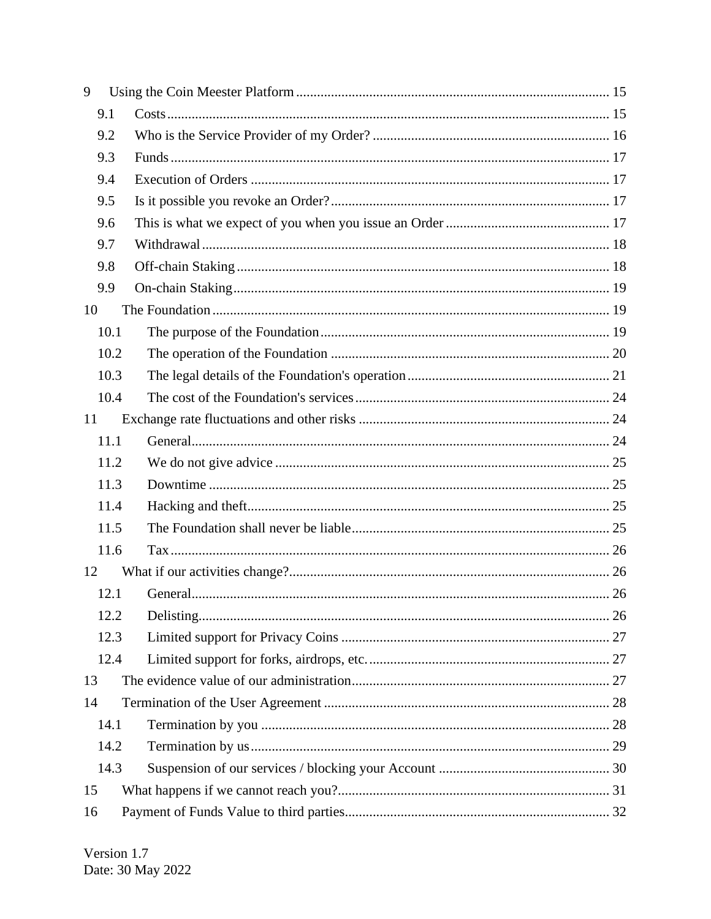9 Using the Coin Meester Platform ........................................................................................ 15

- 9.1 Costs ............................................................................................................................. 15
- 9.2 Who is the Service Provider of my Order? ................................................................... 16
- 9.3 Funds ............................................................................................................................ 17
- 9.4 Execution of Orders ..................................................................................................... 17
- 9.5 Is it possible you revoke an Order? ............................................................................... 17
- 9.6 This is what we expect of you when you issue an Order .............................................. 17
- 9.7 Withdrawal ................................................................................................................... 18
- 9.8 Off-chain Staking .......................................................................................................... 18
- 9.9 On-chain Staking ........................................................................................................... 19

10 The Foundation ................................................................................................................. 19

- 10.1 The purpose of the Foundation .................................................................................. 19
- 10.2 The operation of the Foundation ............................................................................... 20
- 10.3 The legal details of the Foundation's operation .......................................................... 21
- 10.4 The cost of the Foundation's services ........................................................................ 24

11 Exchange rate fluctuations and other risks ....................................................................... 24

- 11.1 General ........................................................................................................................ 24
- 11.2 We do not give advice ............................................................................................... 25
- 11.3 Downtime .................................................................................................................. 25
- 11.4 Hacking and theft ........................................................................................................ 25
- 11.5 The Foundation shall never be liable .......................................................................... 25
- 11.6 Tax .............................................................................................................................. 26

12 What if our activities change? ........................................................................................... 26

- 12.1 General ........................................................................................................................ 26
- 12.2 Delisting ...................................................................................................................... 26
- 12.3 Limited support for Privacy Coins ............................................................................. 27
- 12.4 Limited support for forks, airdrops, etc. ..................................................................... 27

13 The evidence value of our administration .......................................................................... 27

14 Termination of the User Agreement ................................................................................. 28

- 14.1 Termination by you ................................................................................................... 28
- 14.2 Termination by us ...................................................................................................... 29
- 14.3 Suspension of our services / blocking your Account ................................................. 30

15 What happens if we cannot reach you? ............................................................................. 31

16 Payment of Funds Value to third parties ........................................................................... 32

Version 1.7
Date: 30 May 2022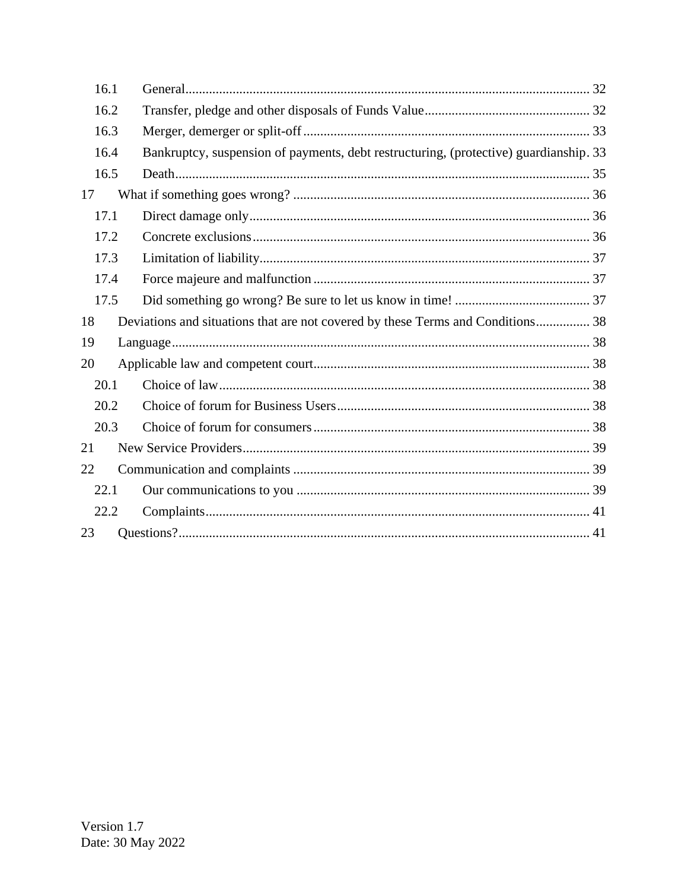16.1 General ........................................................................................................ 32
16.2 Transfer, pledge and other disposals of Funds Value ................................................. 32
16.3 Merger, demerger or split-off ..................................................................................... 33
16.4 Bankruptcy, suspension of payments, debt restructuring, (protective) guardianship . 33
16.5 Death ........................................................................................................................... 35

17 What if something goes wrong? ........................................................................................ 36

17.1 Direct damage only ..................................................................................................... 36
17.2 Concrete exclusions .................................................................................................... 36
17.3 Limitation of liability .................................................................................................. 37
17.4 Force majeure and malfunction .................................................................................. 37
17.5 Did something go wrong? Be sure to let us know in time! ........................................ 37

18 Deviations and situations that are not covered by these Terms and Conditions ................ 38

19 Language ............................................................................................................................ 38

20 Applicable law and competent court .................................................................................. 38

20.1 Choice of law .............................................................................................................. 38
20.2 Choice of forum for Business Users ........................................................................... 38
20.3 Choice of forum for consumers .................................................................................. 38

21 New Service Providers ....................................................................................................... 39

22 Communication and complaints ........................................................................................ 39

22.1 Our communications to you ....................................................................................... 39
22.2 Complaints .................................................................................................................. 41

23 Questions? .......................................................................................................................... 41

Version 1.7
Date: 30 May 2022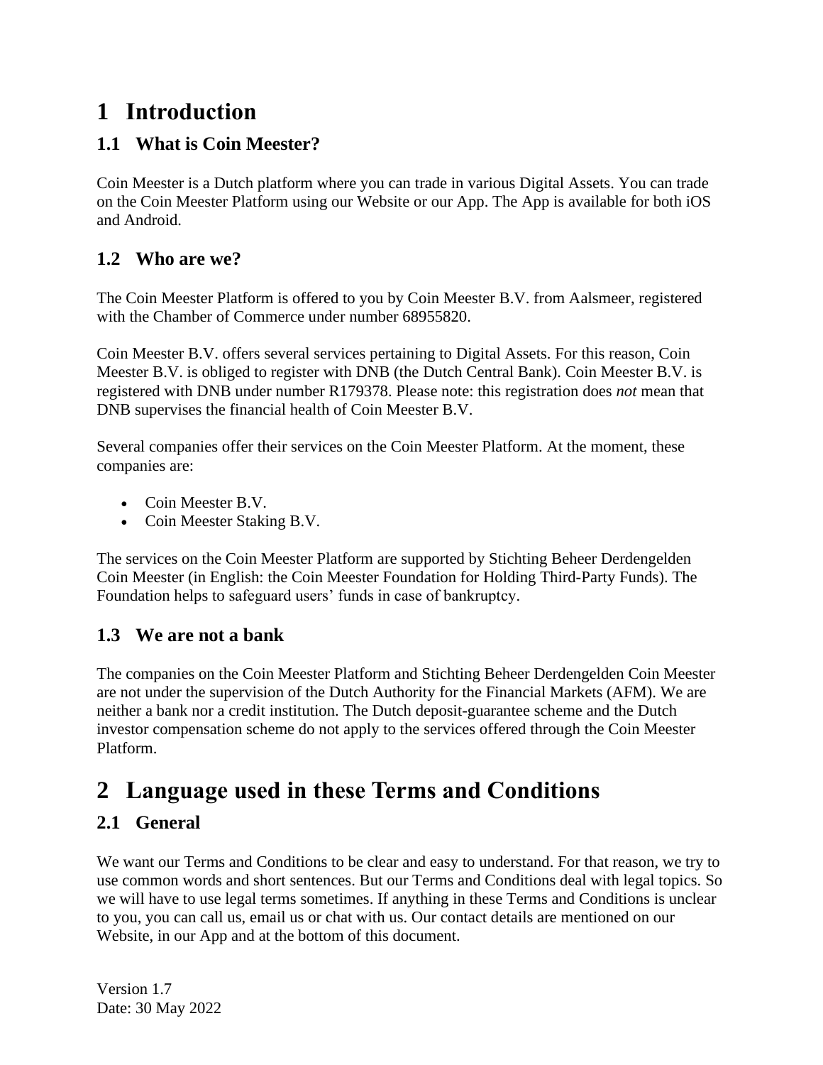# 1 Introduction

## 1.1 What is Coin Meester?

Coin Meester is a Dutch platform where you can trade in various Digital Assets. You can trade on the Coin Meester Platform using our Website or our App. The App is available for both iOS and Android.

## 1.2 Who are we?

The Coin Meester Platform is offered to you by Coin Meester B.V. from Aalsmeer, registered with the Chamber of Commerce under number 68955820.

Coin Meester B.V. offers several services pertaining to Digital Assets. For this reason, Coin Meester B.V. is obliged to register with DNB (the Dutch Central Bank). Coin Meester B.V. is registered with DNB under number R179378. Please note: this registration does *not* mean that DNB supervises the financial health of Coin Meester B.V.

Several companies offer their services on the Coin Meester Platform. At the moment, these companies are:

- Coin Meester B.V.
- Coin Meester Staking B.V.

The services on the Coin Meester Platform are supported by Stichting Beheer Derdengelden Coin Meester (in English: the Coin Meester Foundation for Holding Third-Party Funds). The Foundation helps to safeguard users' funds in case of bankruptcy.

## 1.3 We are not a bank

The companies on the Coin Meester Platform and Stichting Beheer Derdengelden Coin Meester are not under the supervision of the Dutch Authority for the Financial Markets (AFM). We are neither a bank nor a credit institution. The Dutch deposit-guarantee scheme and the Dutch investor compensation scheme do not apply to the services offered through the Coin Meester Platform.

# 2 Language used in these Terms and Conditions

## 2.1 General

We want our Terms and Conditions to be clear and easy to understand. For that reason, we try to use common words and short sentences. But our Terms and Conditions deal with legal topics. So we will have to use legal terms sometimes. If anything in these Terms and Conditions is unclear to you, you can call us, email us or chat with us. Our contact details are mentioned on our Website, in our App and at the bottom of this document.

Version 1.7
Date: 30 May 2022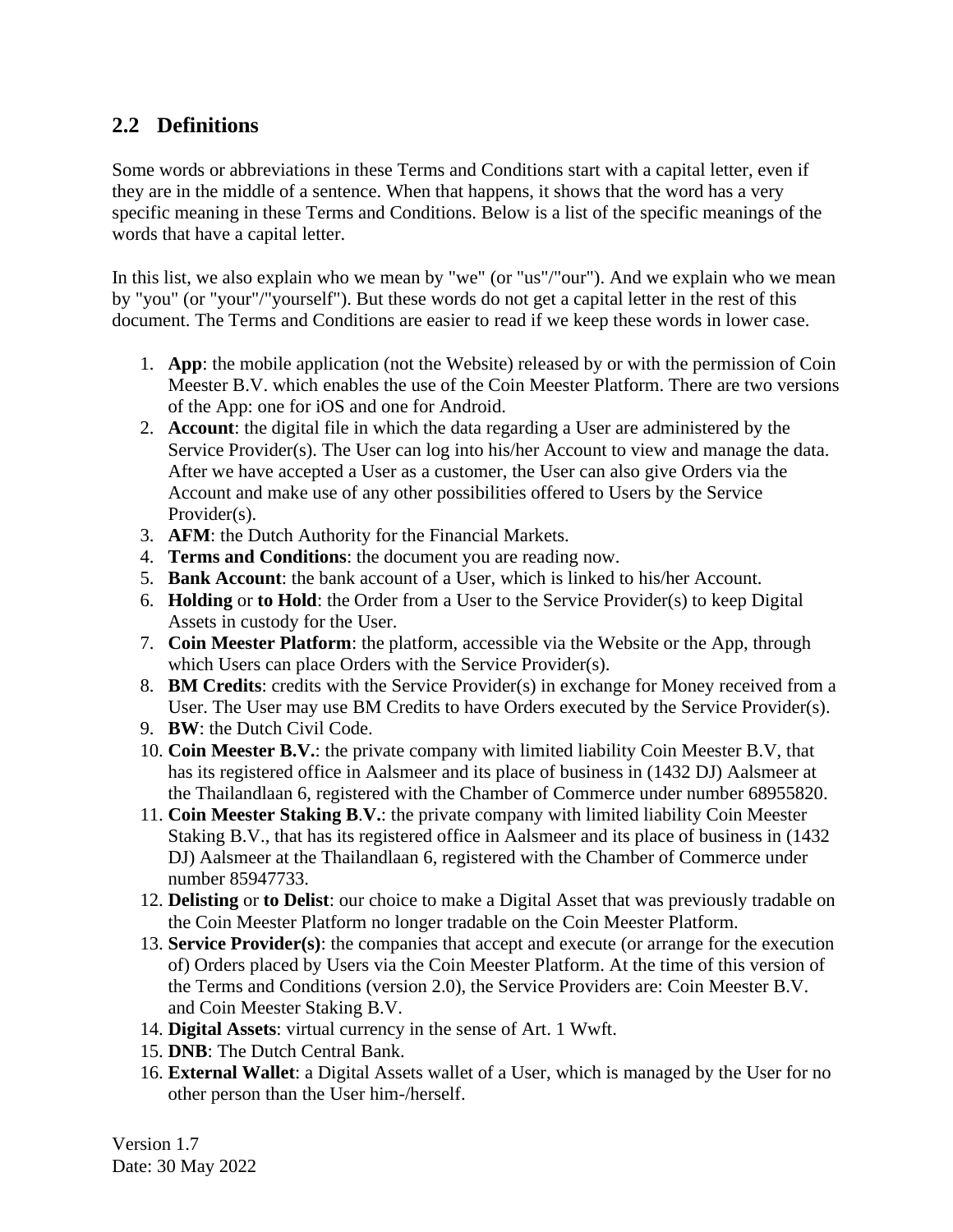## 2.2 Definitions

Some words or abbreviations in these Terms and Conditions start with a capital letter, even if they are in the middle of a sentence. When that happens, it shows that the word has a very specific meaning in these Terms and Conditions. Below is a list of the specific meanings of the words that have a capital letter.

In this list, we also explain who we mean by "we" (or "us"/"our"). And we explain who we mean by "you" (or "your"/"yourself"). But these words do not get a capital letter in the rest of this document. The Terms and Conditions are easier to read if we keep these words in lower case.

1. **App**: the mobile application (not the Website) released by or with the permission of Coin Meester B.V. which enables the use of the Coin Meester Platform. There are two versions of the App: one for iOS and one for Android.
2. **Account**: the digital file in which the data regarding a User are administered by the Service Provider(s). The User can log into his/her Account to view and manage the data. After we have accepted a User as a customer, the User can also give Orders via the Account and make use of any other possibilities offered to Users by the Service Provider(s).
3. **AFM**: the Dutch Authority for the Financial Markets.
4. **Terms and Conditions**: the document you are reading now.
5. **Bank Account**: the bank account of a User, which is linked to his/her Account.
6. **Holding** or **to Hold**: the Order from a User to the Service Provider(s) to keep Digital Assets in custody for the User.
7. **Coin Meester Platform**: the platform, accessible via the Website or the App, through which Users can place Orders with the Service Provider(s).
8. **BM Credits**: credits with the Service Provider(s) in exchange for Money received from a User. The User may use BM Credits to have Orders executed by the Service Provider(s).
9. **BW**: the Dutch Civil Code.
10. **Coin Meester B.V.**: the private company with limited liability Coin Meester B.V, that has its registered office in Aalsmeer and its place of business in (1432 DJ) Aalsmeer at the Thailandlaan 6, registered with the Chamber of Commerce under number 68955820.
11. **Coin Meester Staking B.V.**: the private company with limited liability Coin Meester Staking B.V., that has its registered office in Aalsmeer and its place of business in (1432 DJ) Aalsmeer at the Thailandlaan 6, registered with the Chamber of Commerce under number 85947733.
12. **Delisting** or **to Delist**: our choice to make a Digital Asset that was previously tradable on the Coin Meester Platform no longer tradable on the Coin Meester Platform.
13. **Service Provider(s)**: the companies that accept and execute (or arrange for the execution of) Orders placed by Users via the Coin Meester Platform. At the time of this version of the Terms and Conditions (version 2.0), the Service Providers are: Coin Meester B.V. and Coin Meester Staking B.V.
14. **Digital Assets**: virtual currency in the sense of Art. 1 Wwft.
15. **DNB**: The Dutch Central Bank.
16. **External Wallet**: a Digital Assets wallet of a User, which is managed by the User for no other person than the User him-/herself.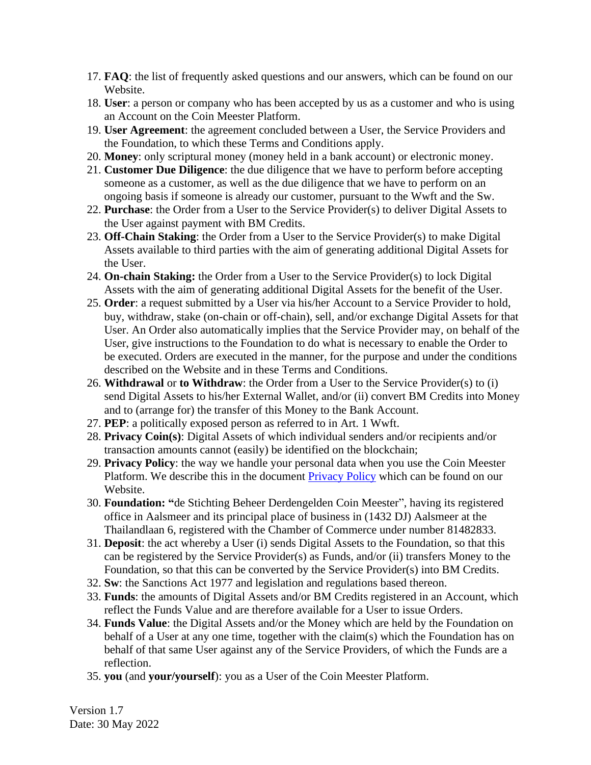17. **FAQ**: the list of frequently asked questions and our answers, which can be found on our Website.
18. **User**: a person or company who has been accepted by us as a customer and who is using an Account on the Coin Meester Platform.
19. **User Agreement**: the agreement concluded between a User, the Service Providers and the Foundation, to which these Terms and Conditions apply.
20. **Money**: only scriptural money (money held in a bank account) or electronic money.
21. **Customer Due Diligence**: the due diligence that we have to perform before accepting someone as a customer, as well as the due diligence that we have to perform on an ongoing basis if someone is already our customer, pursuant to the Wwft and the Sw.
22. **Purchase**: the Order from a User to the Service Provider(s) to deliver Digital Assets to the User against payment with BM Credits.
23. **Off-Chain Staking**: the Order from a User to the Service Provider(s) to make Digital Assets available to third parties with the aim of generating additional Digital Assets for the User.
24. **On-chain Staking:** the Order from a User to the Service Provider(s) to lock Digital Assets with the aim of generating additional Digital Assets for the benefit of the User.
25. **Order**: a request submitted by a User via his/her Account to a Service Provider to hold, buy, withdraw, stake (on-chain or off-chain), sell, and/or exchange Digital Assets for that User. An Order also automatically implies that the Service Provider may, on behalf of the User, give instructions to the Foundation to do what is necessary to enable the Order to be executed. Orders are executed in the manner, for the purpose and under the conditions described on the Website and in these Terms and Conditions.
26. **Withdrawal** or **to Withdraw**: the Order from a User to the Service Provider(s) to (i) send Digital Assets to his/her External Wallet, and/or (ii) convert BM Credits into Money and to (arrange for) the transfer of this Money to the Bank Account.
27. **PEP**: a politically exposed person as referred to in Art. 1 Wwft.
28. **Privacy Coin(s)**: Digital Assets of which individual senders and/or recipients and/or transaction amounts cannot (easily) be identified on the blockchain;
29. **Privacy Policy**: the way we handle your personal data when you use the Coin Meester Platform. We describe this in the document Privacy Policy which can be found on our Website.
30. **Foundation: "**de Stichting Beheer Derdengelden Coin Meester", having its registered office in Aalsmeer and its principal place of business in (1432 DJ) Aalsmeer at the Thailandlaan 6, registered with the Chamber of Commerce under number 81482833.
31. **Deposit**: the act whereby a User (i) sends Digital Assets to the Foundation, so that this can be registered by the Service Provider(s) as Funds, and/or (ii) transfers Money to the Foundation, so that this can be converted by the Service Provider(s) into BM Credits.
32. **Sw**: the Sanctions Act 1977 and legislation and regulations based thereon.
33. **Funds**: the amounts of Digital Assets and/or BM Credits registered in an Account, which reflect the Funds Value and are therefore available for a User to issue Orders.
34. **Funds Value**: the Digital Assets and/or the Money which are held by the Foundation on behalf of a User at any one time, together with the claim(s) which the Foundation has on behalf of that same User against any of the Service Providers, of which the Funds are a reflection.
35. **you** (and **your/yourself**): you as a User of the Coin Meester Platform.

Version 1.7
Date: 30 May 2022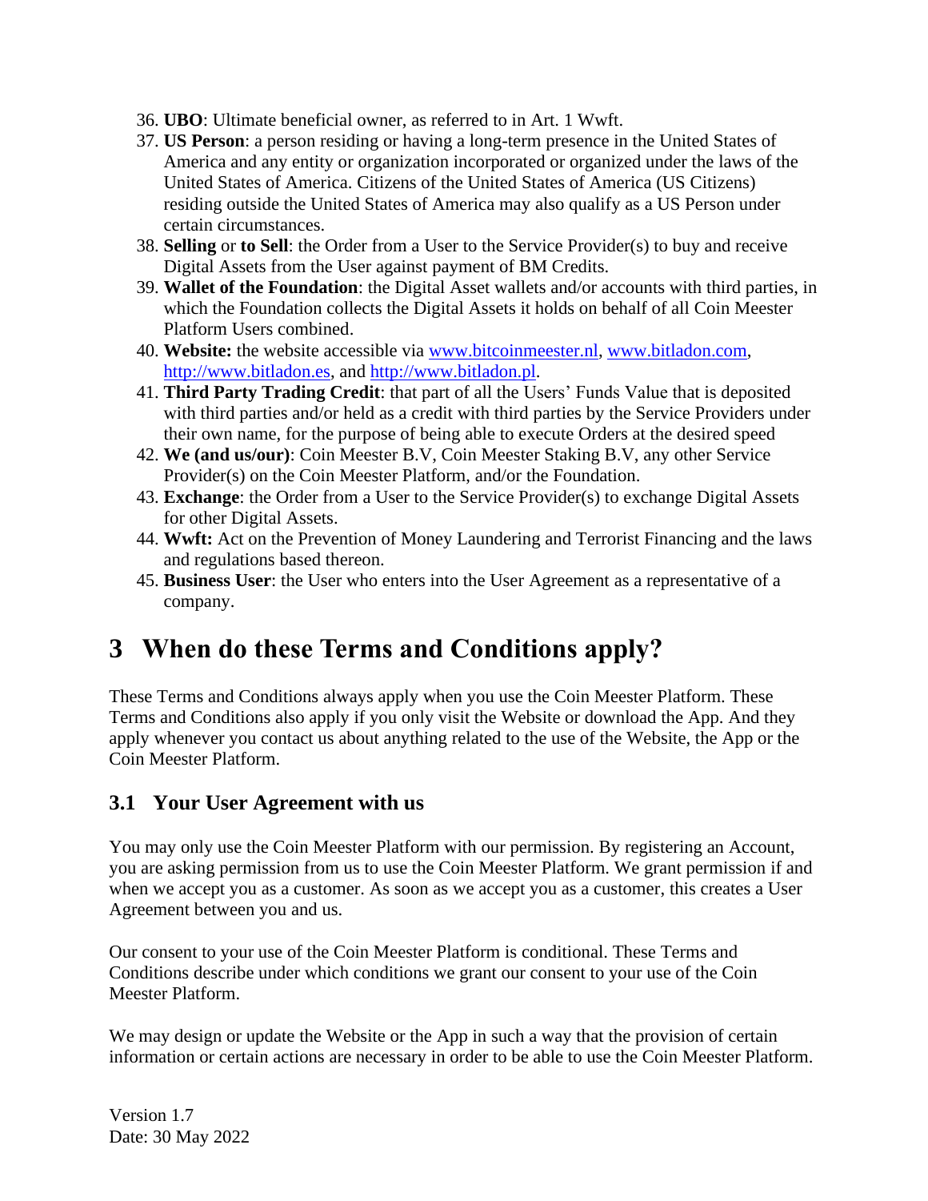36. **UBO**: Ultimate beneficial owner, as referred to in Art. 1 Wwft.
37. **US Person**: a person residing or having a long-term presence in the United States of America and any entity or organization incorporated or organized under the laws of the United States of America. Citizens of the United States of America (US Citizens) residing outside the United States of America may also qualify as a US Person under certain circumstances.
38. **Selling** or **to Sell**: the Order from a User to the Service Provider(s) to buy and receive Digital Assets from the User against payment of BM Credits.
39. **Wallet of the Foundation**: the Digital Asset wallets and/or accounts with third parties, in which the Foundation collects the Digital Assets it holds on behalf of all Coin Meester Platform Users combined.
40. **Website:** the website accessible via [www.bitcoinmeester.nl](www.bitcoinmeester.nl), [www.bitladon.com](www.bitladon.com), [http://www.bitladon.es](http://www.bitladon.es), and [http://www.bitladon.pl](http://www.bitladon.pl).
41. **Third Party Trading Credit**: that part of all the Users' Funds Value that is deposited with third parties and/or held as a credit with third parties by the Service Providers under their own name, for the purpose of being able to execute Orders at the desired speed
42. **We (and us/our)**: Coin Meester B.V, Coin Meester Staking B.V, any other Service Provider(s) on the Coin Meester Platform, and/or the Foundation.
43. **Exchange**: the Order from a User to the Service Provider(s) to exchange Digital Assets for other Digital Assets.
44. **Wwft:** Act on the Prevention of Money Laundering and Terrorist Financing and the laws and regulations based thereon.
45. **Business User**: the User who enters into the User Agreement as a representative of a company.

# 3 When do these Terms and Conditions apply?

These Terms and Conditions always apply when you use the Coin Meester Platform. These Terms and Conditions also apply if you only visit the Website or download the App. And they apply whenever you contact us about anything related to the use of the Website, the App or the Coin Meester Platform.

## 3.1 Your User Agreement with us

You may only use the Coin Meester Platform with our permission. By registering an Account, you are asking permission from us to use the Coin Meester Platform. We grant permission if and when we accept you as a customer. As soon as we accept you as a customer, this creates a User Agreement between you and us.

Our consent to your use of the Coin Meester Platform is conditional. These Terms and Conditions describe under which conditions we grant our consent to your use of the Coin Meester Platform.

We may design or update the Website or the App in such a way that the provision of certain information or certain actions are necessary in order to be able to use the Coin Meester Platform.

Version 1.7
Date: 30 May 2022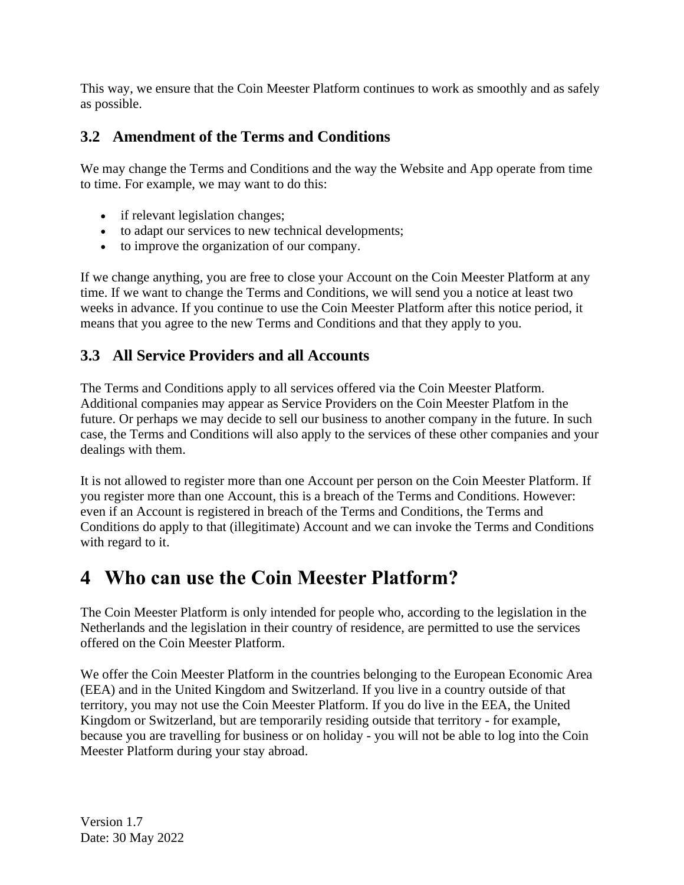This way, we ensure that the Coin Meester Platform continues to work as smoothly and as safely as possible.

### 3.2 Amendment of the Terms and Conditions

We may change the Terms and Conditions and the way the Website and App operate from time to time. For example, we may want to do this:

- if relevant legislation changes;
- to adapt our services to new technical developments;
- to improve the organization of our company.

If we change anything, you are free to close your Account on the Coin Meester Platform at any time. If we want to change the Terms and Conditions, we will send you a notice at least two weeks in advance. If you continue to use the Coin Meester Platform after this notice period, it means that you agree to the new Terms and Conditions and that they apply to you.

### 3.3 All Service Providers and all Accounts

The Terms and Conditions apply to all services offered via the Coin Meester Platform. Additional companies may appear as Service Providers on the Coin Meester Platfom in the future. Or perhaps we may decide to sell our business to another company in the future. In such case, the Terms and Conditions will also apply to the services of these other companies and your dealings with them.

It is not allowed to register more than one Account per person on the Coin Meester Platform. If you register more than one Account, this is a breach of the Terms and Conditions. However: even if an Account is registered in breach of the Terms and Conditions, the Terms and Conditions do apply to that (illegitimate) Account and we can invoke the Terms and Conditions with regard to it.

## 4 Who can use the Coin Meester Platform?

The Coin Meester Platform is only intended for people who, according to the legislation in the Netherlands and the legislation in their country of residence, are permitted to use the services offered on the Coin Meester Platform.

We offer the Coin Meester Platform in the countries belonging to the European Economic Area (EEA) and in the United Kingdom and Switzerland. If you live in a country outside of that territory, you may not use the Coin Meester Platform. If you do live in the EEA, the United Kingdom or Switzerland, but are temporarily residing outside that territory - for example, because you are travelling for business or on holiday - you will not be able to log into the Coin Meester Platform during your stay abroad.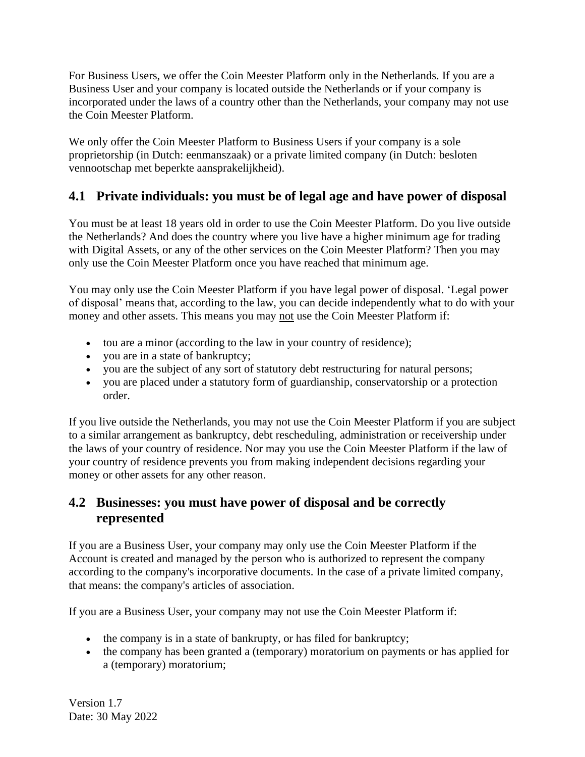For Business Users, we offer the Coin Meester Platform only in the Netherlands. If you are a Business User and your company is located outside the Netherlands or if your company is incorporated under the laws of a country other than the Netherlands, your company may not use the Coin Meester Platform.

We only offer the Coin Meester Platform to Business Users if your company is a sole proprietorship (in Dutch: eenmanszaak) or a private limited company (in Dutch: besloten vennootschap met beperkte aansprakelijkheid).

## 4.1 Private individuals: you must be of legal age and have power of disposal

You must be at least 18 years old in order to use the Coin Meester Platform. Do you live outside the Netherlands? And does the country where you live have a higher minimum age for trading with Digital Assets, or any of the other services on the Coin Meester Platform? Then you may only use the Coin Meester Platform once you have reached that minimum age.

You may only use the Coin Meester Platform if you have legal power of disposal. 'Legal power of disposal' means that, according to the law, you can decide independently what to do with your money and other assets. This means you may <u>not</u> use the Coin Meester Platform if:

- tou are a minor (according to the law in your country of residence);
- you are in a state of bankruptcy;
- you are the subject of any sort of statutory debt restructuring for natural persons;
- you are placed under a statutory form of guardianship, conservatorship or a protection order.

If you live outside the Netherlands, you may not use the Coin Meester Platform if you are subject to a similar arrangement as bankruptcy, debt rescheduling, administration or receivership under the laws of your country of residence. Nor may you use the Coin Meester Platform if the law of your country of residence prevents you from making independent decisions regarding your money or other assets for any other reason.

## 4.2 Businesses: you must have power of disposal and be correctly represented

If you are a Business User, your company may only use the Coin Meester Platform if the Account is created and managed by the person who is authorized to represent the company according to the company's incorporative documents. In the case of a private limited company, that means: the company's articles of association.

If you are a Business User, your company may not use the Coin Meester Platform if:

- the company is in a state of bankrupty, or has filed for bankruptcy;
- the company has been granted a (temporary) moratorium on payments or has applied for a (temporary) moratorium;

Version 1.7
Date: 30 May 2022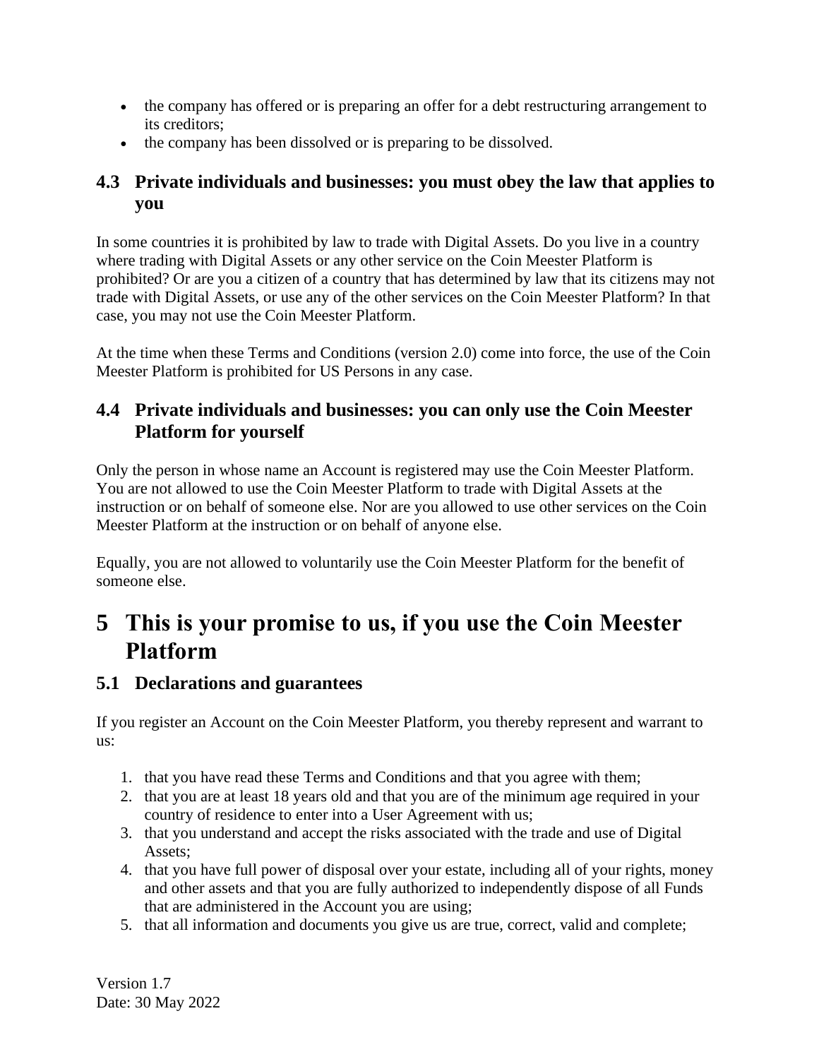- the company has offered or is preparing an offer for a debt restructuring arrangement to its creditors;
- the company has been dissolved or is preparing to be dissolved.

### 4.3 Private individuals and businesses: you must obey the law that applies to you

In some countries it is prohibited by law to trade with Digital Assets. Do you live in a country where trading with Digital Assets or any other service on the Coin Meester Platform is prohibited? Or are you a citizen of a country that has determined by law that its citizens may not trade with Digital Assets, or use any of the other services on the Coin Meester Platform? In that case, you may not use the Coin Meester Platform.

At the time when these Terms and Conditions (version 2.0) come into force, the use of the Coin Meester Platform is prohibited for US Persons in any case.

### 4.4 Private individuals and businesses: you can only use the Coin Meester Platform for yourself

Only the person in whose name an Account is registered may use the Coin Meester Platform. You are not allowed to use the Coin Meester Platform to trade with Digital Assets at the instruction or on behalf of someone else. Nor are you allowed to use other services on the Coin Meester Platform at the instruction or on behalf of anyone else.

Equally, you are not allowed to voluntarily use the Coin Meester Platform for the benefit of someone else.

## 5 This is your promise to us, if you use the Coin Meester Platform

### 5.1 Declarations and guarantees

If you register an Account on the Coin Meester Platform, you thereby represent and warrant to us:

1. that you have read these Terms and Conditions and that you agree with them;
2. that you are at least 18 years old and that you are of the minimum age required in your country of residence to enter into a User Agreement with us;
3. that you understand and accept the risks associated with the trade and use of Digital Assets;
4. that you have full power of disposal over your estate, including all of your rights, money and other assets and that you are fully authorized to independently dispose of all Funds that are administered in the Account you are using;
5. that all information and documents you give us are true, correct, valid and complete;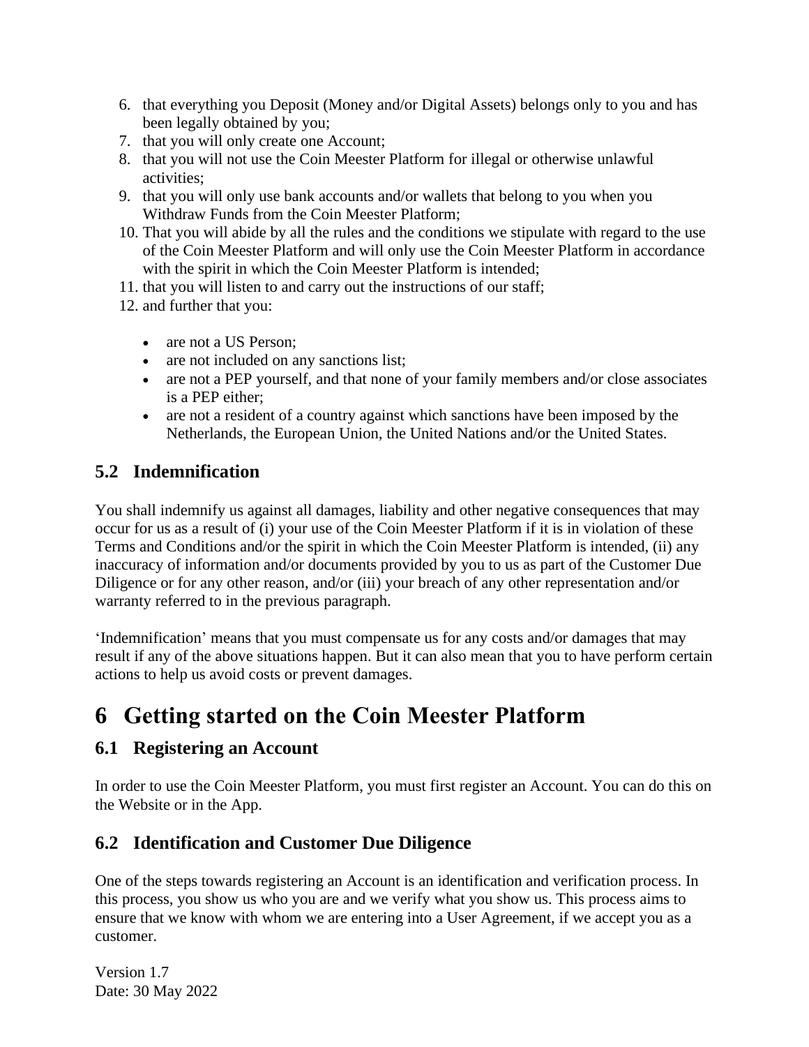6. that everything you Deposit (Money and/or Digital Assets) belongs only to you and has been legally obtained by you;
7. that you will only create one Account;
8. that you will not use the Coin Meester Platform for illegal or otherwise unlawful activities;
9. that you will only use bank accounts and/or wallets that belong to you when you Withdraw Funds from the Coin Meester Platform;
10. That you will abide by all the rules and the conditions we stipulate with regard to the use of the Coin Meester Platform and will only use the Coin Meester Platform in accordance with the spirit in which the Coin Meester Platform is intended;
11. that you will listen to and carry out the instructions of our staff;
12. and further that you:

    - are not a US Person;
    - are not included on any sanctions list;
    - are not a PEP yourself, and that none of your family members and/or close associates is a PEP either;
    - are not a resident of a country against which sanctions have been imposed by the Netherlands, the European Union, the United Nations and/or the United States.

## 5.2 Indemnification

You shall indemnify us against all damages, liability and other negative consequences that may occur for us as a result of (i) your use of the Coin Meester Platform if it is in violation of these Terms and Conditions and/or the spirit in which the Coin Meester Platform is intended, (ii) any inaccuracy of information and/or documents provided by you to us as part of the Customer Due Diligence or for any other reason, and/or (iii) your breach of any other representation and/or warranty referred to in the previous paragraph.

'Indemnification' means that you must compensate us for any costs and/or damages that may result if any of the above situations happen. But it can also mean that you to have perform certain actions to help us avoid costs or prevent damages.

# 6 Getting started on the Coin Meester Platform

## 6.1 Registering an Account

In order to use the Coin Meester Platform, you must first register an Account. You can do this on the Website or in the App.

## 6.2 Identification and Customer Due Diligence

One of the steps towards registering an Account is an identification and verification process. In this process, you show us who you are and we verify what you show us. This process aims to ensure that we know with whom we are entering into a User Agreement, if we accept you as a customer.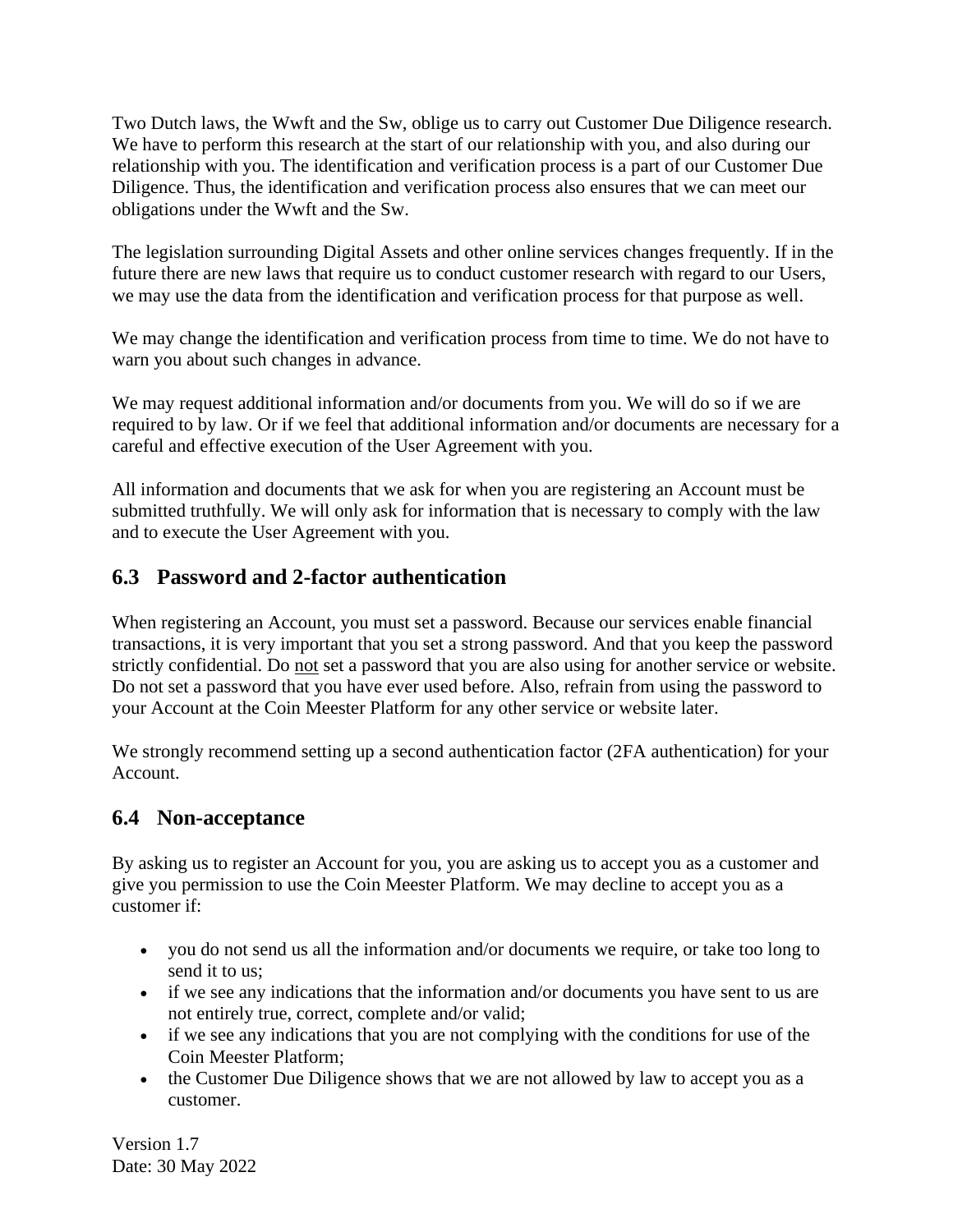Two Dutch laws, the Wwft and the Sw, oblige us to carry out Customer Due Diligence research. We have to perform this research at the start of our relationship with you, and also during our relationship with you. The identification and verification process is a part of our Customer Due Diligence. Thus, the identification and verification process also ensures that we can meet our obligations under the Wwft and the Sw.

The legislation surrounding Digital Assets and other online services changes frequently. If in the future there are new laws that require us to conduct customer research with regard to our Users, we may use the data from the identification and verification process for that purpose as well.

We may change the identification and verification process from time to time. We do not have to warn you about such changes in advance.

We may request additional information and/or documents from you. We will do so if we are required to by law. Or if we feel that additional information and/or documents are necessary for a careful and effective execution of the User Agreement with you.

All information and documents that we ask for when you are registering an Account must be submitted truthfully. We will only ask for information that is necessary to comply with the law and to execute the User Agreement with you.

## 6.3 Password and 2-factor authentication

When registering an Account, you must set a password. Because our services enable financial transactions, it is very important that you set a strong password. And that you keep the password strictly confidential. Do <u>not</u> set a password that you are also using for another service or website. Do not set a password that you have ever used before. Also, refrain from using the password to your Account at the Coin Meester Platform for any other service or website later.

We strongly recommend setting up a second authentication factor (2FA authentication) for your Account.

## 6.4 Non-acceptance

By asking us to register an Account for you, you are asking us to accept you as a customer and give you permission to use the Coin Meester Platform. We may decline to accept you as a customer if:

- you do not send us all the information and/or documents we require, or take too long to send it to us;
- if we see any indications that the information and/or documents you have sent to us are not entirely true, correct, complete and/or valid;
- if we see any indications that you are not complying with the conditions for use of the Coin Meester Platform;
- the Customer Due Diligence shows that we are not allowed by law to accept you as a customer.

Version 1.7
Date: 30 May 2022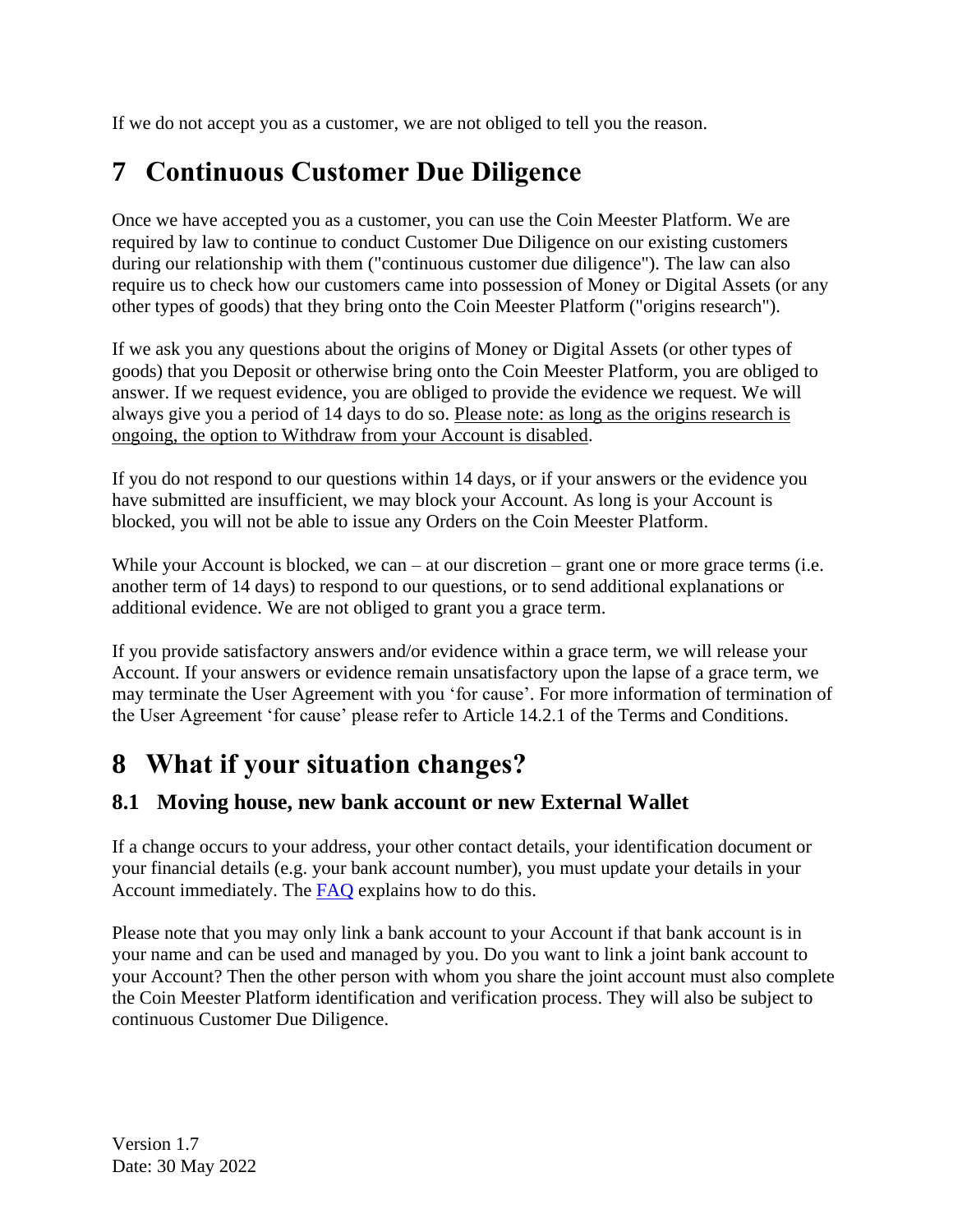If we do not accept you as a customer, we are not obliged to tell you the reason.

# 7 Continuous Customer Due Diligence

Once we have accepted you as a customer, you can use the Coin Meester Platform. We are required by law to continue to conduct Customer Due Diligence on our existing customers during our relationship with them ("continuous customer due diligence"). The law can also require us to check how our customers came into possession of Money or Digital Assets (or any other types of goods) that they bring onto the Coin Meester Platform ("origins research").

If we ask you any questions about the origins of Money or Digital Assets (or other types of goods) that you Deposit or otherwise bring onto the Coin Meester Platform, you are obliged to answer. If we request evidence, you are obliged to provide the evidence we request. We will always give you a period of 14 days to do so. <u>Please note: as long as the origins research is ongoing, the option to Withdraw from your Account is disabled</u>.

If you do not respond to our questions within 14 days, or if your answers or the evidence you have submitted are insufficient, we may block your Account. As long is your Account is blocked, you will not be able to issue any Orders on the Coin Meester Platform.

While your Account is blocked, we can – at our discretion – grant one or more grace terms (i.e. another term of 14 days) to respond to our questions, or to send additional explanations or additional evidence. We are not obliged to grant you a grace term.

If you provide satisfactory answers and/or evidence within a grace term, we will release your Account. If your answers or evidence remain unsatisfactory upon the lapse of a grace term, we may terminate the User Agreement with you 'for cause'. For more information of termination of the User Agreement 'for cause' please refer to Article 14.2.1 of the Terms and Conditions.

# 8 What if your situation changes?

## 8.1 Moving house, new bank account or new External Wallet

If a change occurs to your address, your other contact details, your identification document or your financial details (e.g. your bank account number), you must update your details in your Account immediately. The [FAQ](#) explains how to do this.

Please note that you may only link a bank account to your Account if that bank account is in your name and can be used and managed by you. Do you want to link a joint bank account to your Account? Then the other person with whom you share the joint account must also complete the Coin Meester Platform identification and verification process. They will also be subject to continuous Customer Due Diligence.

Version 1.7
Date: 30 May 2022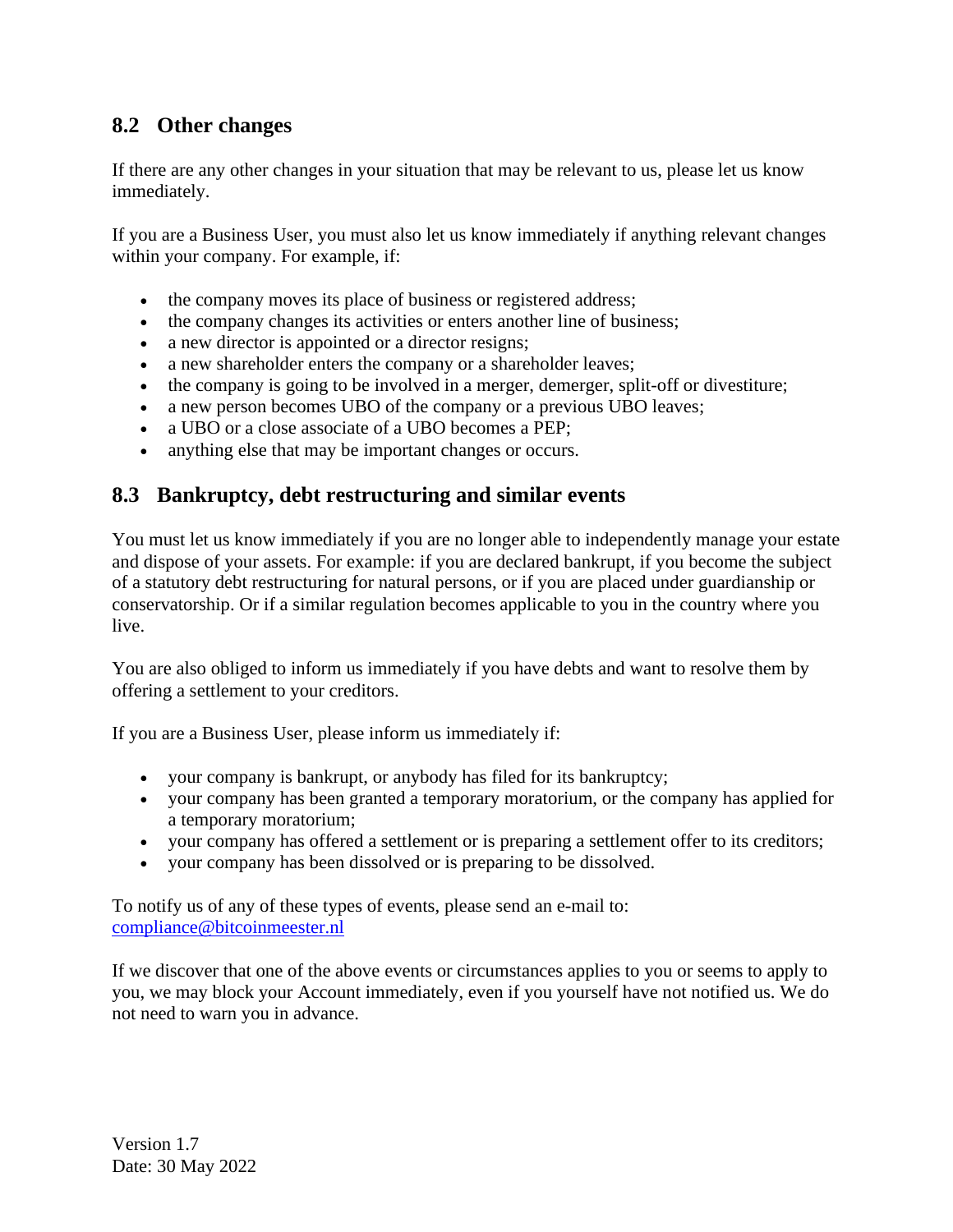## 8.2 Other changes

If there are any other changes in your situation that may be relevant to us, please let us know immediately.

If you are a Business User, you must also let us know immediately if anything relevant changes within your company. For example, if:

- the company moves its place of business or registered address;
- the company changes its activities or enters another line of business;
- a new director is appointed or a director resigns;
- a new shareholder enters the company or a shareholder leaves;
- the company is going to be involved in a merger, demerger, split-off or divestiture;
- a new person becomes UBO of the company or a previous UBO leaves;
- a UBO or a close associate of a UBO becomes a PEP;
- anything else that may be important changes or occurs.

## 8.3 Bankruptcy, debt restructuring and similar events

You must let us know immediately if you are no longer able to independently manage your estate and dispose of your assets. For example: if you are declared bankrupt, if you become the subject of a statutory debt restructuring for natural persons, or if you are placed under guardianship or conservatorship. Or if a similar regulation becomes applicable to you in the country where you live.

You are also obliged to inform us immediately if you have debts and want to resolve them by offering a settlement to your creditors.

If you are a Business User, please inform us immediately if:

- your company is bankrupt, or anybody has filed for its bankruptcy;
- your company has been granted a temporary moratorium, or the company has applied for a temporary moratorium;
- your company has offered a settlement or is preparing a settlement offer to its creditors;
- your company has been dissolved or is preparing to be dissolved.

To notify us of any of these types of events, please send an e-mail to: compliance@bitcoinmeester.nl

If we discover that one of the above events or circumstances applies to you or seems to apply to you, we may block your Account immediately, even if you yourself have not notified us. We do not need to warn you in advance.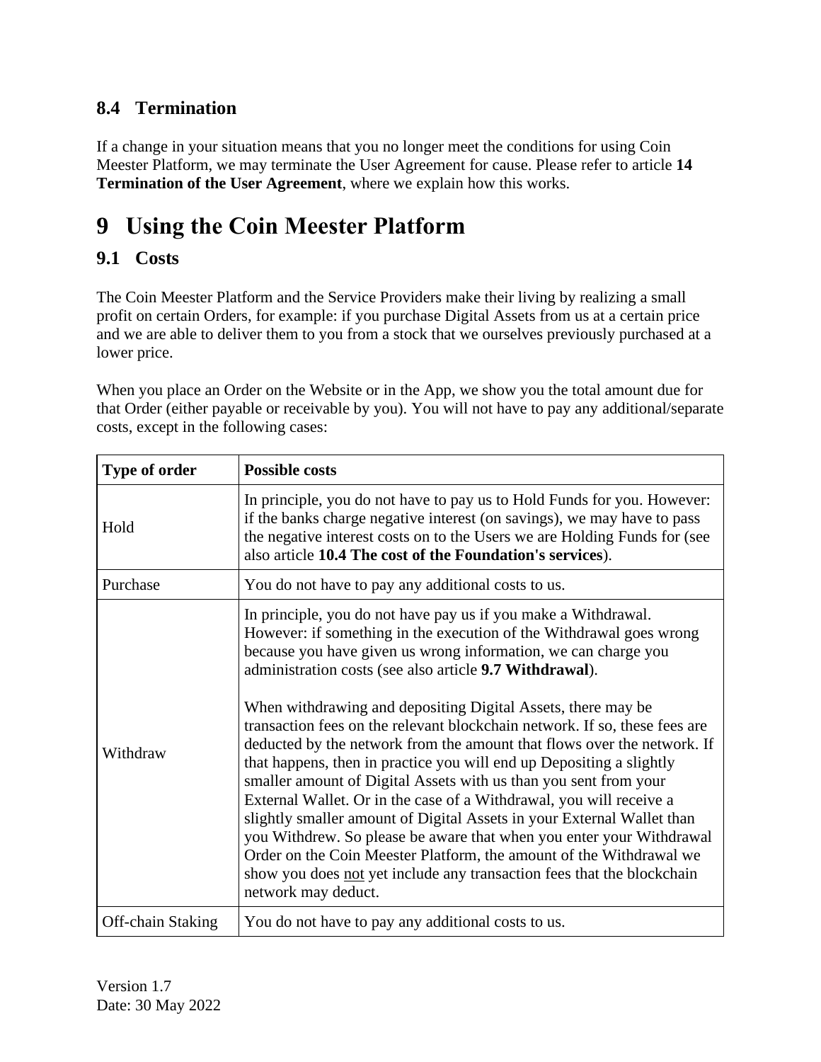### 8.4 Termination

If a change in your situation means that you no longer meet the conditions for using Coin Meester Platform, we may terminate the User Agreement for cause. Please refer to article **14 Termination of the User Agreement**, where we explain how this works.

# 9 Using the Coin Meester Platform

## 9.1 Costs

The Coin Meester Platform and the Service Providers make their living by realizing a small profit on certain Orders, for example: if you purchase Digital Assets from us at a certain price and we are able to deliver them to you from a stock that we ourselves previously purchased at a lower price.

When you place an Order on the Website or in the App, we show you the total amount due for that Order (either payable or receivable by you). You will not have to pay any additional/separate costs, except in the following cases:

| **Type of order** | **Possible costs** |
|---|---|
| Hold | In principle, you do not have to pay us to Hold Funds for you. However: if the banks charge negative interest (on savings), we may have to pass the negative interest costs on to the Users we are Holding Funds for (see also article **10.4 The cost of the Foundation's services**). |
| Purchase | You do not have to pay any additional costs to us. |
| Withdraw | In principle, you do not have pay us if you make a Withdrawal. However: if something in the execution of the Withdrawal goes wrong because you have given us wrong information, we can charge you administration costs (see also article **9.7 Withdrawal**).<br><br>When withdrawing and depositing Digital Assets, there may be transaction fees on the relevant blockchain network. If so, these fees are deducted by the network from the amount that flows over the network. If that happens, then in practice you will end up Depositing a slightly smaller amount of Digital Assets with us than you sent from your External Wallet. Or in the case of a Withdrawal, you will receive a slightly smaller amount of Digital Assets in your External Wallet than you Withdrew. So please be aware that when you enter your Withdrawal Order on the Coin Meester Platform, the amount of the Withdrawal we show you does <u>not</u> yet include any transaction fees that the blockchain network may deduct. |
| Off-chain Staking | You do not have to pay any additional costs to us. |

Version 1.7
Date: 30 May 2022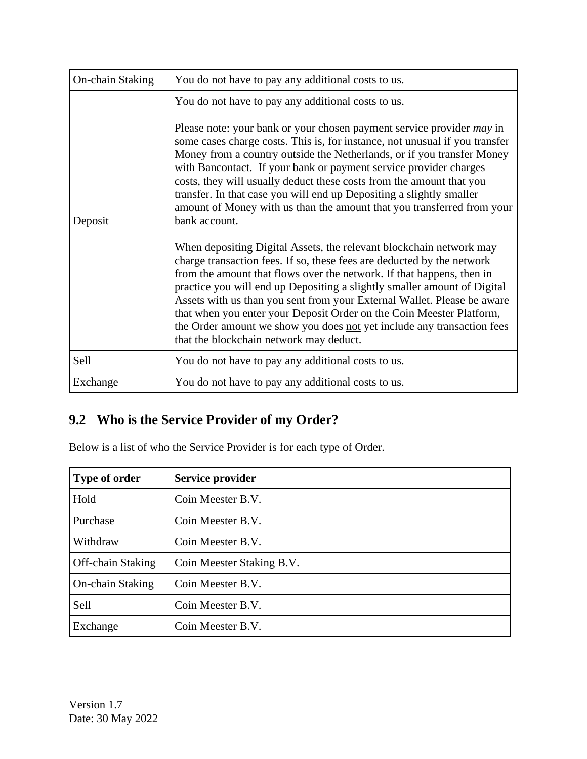| | |
|---|---|
| On-chain Staking | You do not have to pay any additional costs to us. |
| Deposit | You do not have to pay any additional costs to us.<br><br>Please note: your bank or your chosen payment service provider *may* in some cases charge costs. This is, for instance, not unusual if you transfer Money from a country outside the Netherlands, or if you transfer Money with Bancontact. If your bank or payment service provider charges costs, they will usually deduct these costs from the amount that you transfer. In that case you will end up Depositing a slightly smaller amount of Money with us than the amount that you transferred from your bank account.<br><br>When depositing Digital Assets, the relevant blockchain network may charge transaction fees. If so, these fees are deducted by the network from the amount that flows over the network. If that happens, then in practice you will end up Depositing a slightly smaller amount of Digital Assets with us than you sent from your External Wallet. Please be aware that when you enter your Deposit Order on the Coin Meester Platform, the Order amount we show you does <u>not</u> yet include any transaction fees that the blockchain network may deduct. |
| Sell | You do not have to pay any additional costs to us. |
| Exchange | You do not have to pay any additional costs to us. |

## 9.2 Who is the Service Provider of my Order?

Below is a list of who the Service Provider is for each type of Order.

| **Type of order** | **Service provider** |
|---|---|
| Hold | Coin Meester B.V. |
| Purchase | Coin Meester B.V. |
| Withdraw | Coin Meester B.V. |
| Off-chain Staking | Coin Meester Staking B.V. |
| On-chain Staking | Coin Meester B.V. |
| Sell | Coin Meester B.V. |
| Exchange | Coin Meester B.V. |

Version 1.7
Date: 30 May 2022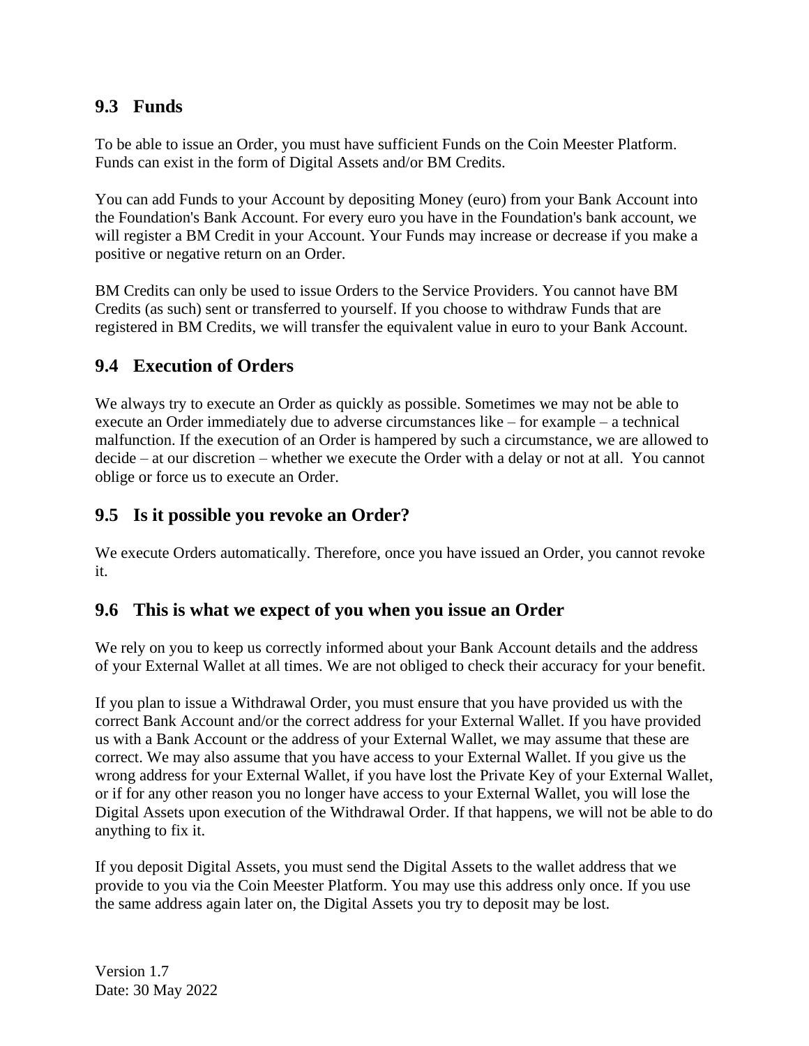## 9.3 Funds

To be able to issue an Order, you must have sufficient Funds on the Coin Meester Platform. Funds can exist in the form of Digital Assets and/or BM Credits.

You can add Funds to your Account by depositing Money (euro) from your Bank Account into the Foundation's Bank Account. For every euro you have in the Foundation's bank account, we will register a BM Credit in your Account. Your Funds may increase or decrease if you make a positive or negative return on an Order.

BM Credits can only be used to issue Orders to the Service Providers. You cannot have BM Credits (as such) sent or transferred to yourself. If you choose to withdraw Funds that are registered in BM Credits, we will transfer the equivalent value in euro to your Bank Account.

## 9.4 Execution of Orders

We always try to execute an Order as quickly as possible. Sometimes we may not be able to execute an Order immediately due to adverse circumstances like – for example – a technical malfunction. If the execution of an Order is hampered by such a circumstance, we are allowed to decide – at our discretion – whether we execute the Order with a delay or not at all. You cannot oblige or force us to execute an Order.

## 9.5 Is it possible you revoke an Order?

We execute Orders automatically. Therefore, once you have issued an Order, you cannot revoke it.

## 9.6 This is what we expect of you when you issue an Order

We rely on you to keep us correctly informed about your Bank Account details and the address of your External Wallet at all times. We are not obliged to check their accuracy for your benefit.

If you plan to issue a Withdrawal Order, you must ensure that you have provided us with the correct Bank Account and/or the correct address for your External Wallet. If you have provided us with a Bank Account or the address of your External Wallet, we may assume that these are correct. We may also assume that you have access to your External Wallet. If you give us the wrong address for your External Wallet, if you have lost the Private Key of your External Wallet, or if for any other reason you no longer have access to your External Wallet, you will lose the Digital Assets upon execution of the Withdrawal Order. If that happens, we will not be able to do anything to fix it.

If you deposit Digital Assets, you must send the Digital Assets to the wallet address that we provide to you via the Coin Meester Platform. You may use this address only once. If you use the same address again later on, the Digital Assets you try to deposit may be lost.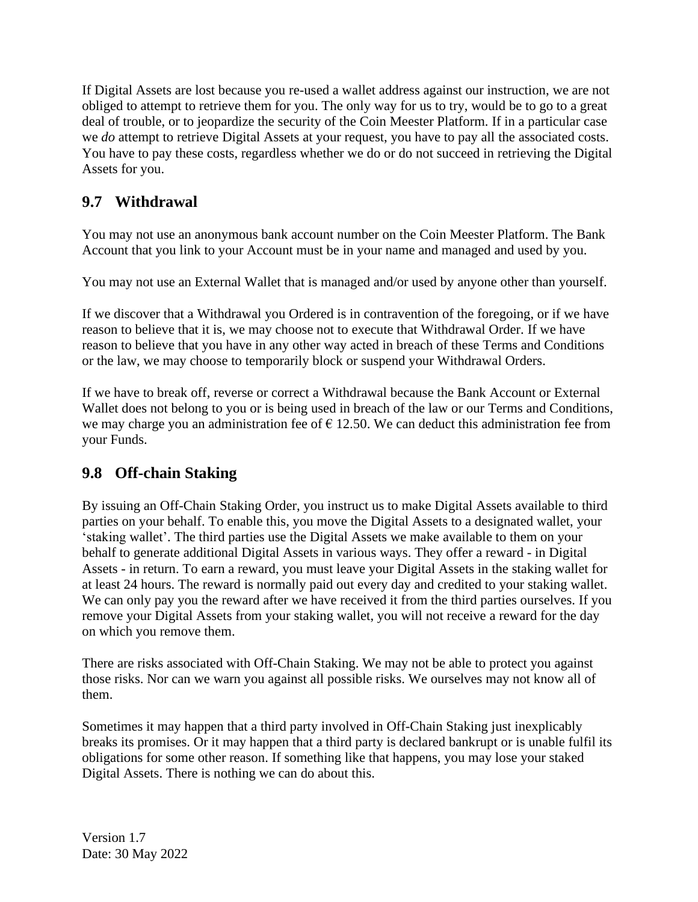If Digital Assets are lost because you re-used a wallet address against our instruction, we are not obliged to attempt to retrieve them for you. The only way for us to try, would be to go to a great deal of trouble, or to jeopardize the security of the Coin Meester Platform. If in a particular case we *do* attempt to retrieve Digital Assets at your request, you have to pay all the associated costs. You have to pay these costs, regardless whether we do or do not succeed in retrieving the Digital Assets for you.

## 9.7 Withdrawal

You may not use an anonymous bank account number on the Coin Meester Platform. The Bank Account that you link to your Account must be in your name and managed and used by you.

You may not use an External Wallet that is managed and/or used by anyone other than yourself.

If we discover that a Withdrawal you Ordered is in contravention of the foregoing, or if we have reason to believe that it is, we may choose not to execute that Withdrawal Order. If we have reason to believe that you have in any other way acted in breach of these Terms and Conditions or the law, we may choose to temporarily block or suspend your Withdrawal Orders.

If we have to break off, reverse or correct a Withdrawal because the Bank Account or External Wallet does not belong to you or is being used in breach of the law or our Terms and Conditions, we may charge you an administration fee of € 12.50. We can deduct this administration fee from your Funds.

## 9.8 Off-chain Staking

By issuing an Off-Chain Staking Order, you instruct us to make Digital Assets available to third parties on your behalf. To enable this, you move the Digital Assets to a designated wallet, your 'staking wallet'. The third parties use the Digital Assets we make available to them on your behalf to generate additional Digital Assets in various ways. They offer a reward - in Digital Assets - in return. To earn a reward, you must leave your Digital Assets in the staking wallet for at least 24 hours. The reward is normally paid out every day and credited to your staking wallet. We can only pay you the reward after we have received it from the third parties ourselves. If you remove your Digital Assets from your staking wallet, you will not receive a reward for the day on which you remove them.

There are risks associated with Off-Chain Staking. We may not be able to protect you against those risks. Nor can we warn you against all possible risks. We ourselves may not know all of them.

Sometimes it may happen that a third party involved in Off-Chain Staking just inexplicably breaks its promises. Or it may happen that a third party is declared bankrupt or is unable fulfil its obligations for some other reason. If something like that happens, you may lose your staked Digital Assets. There is nothing we can do about this.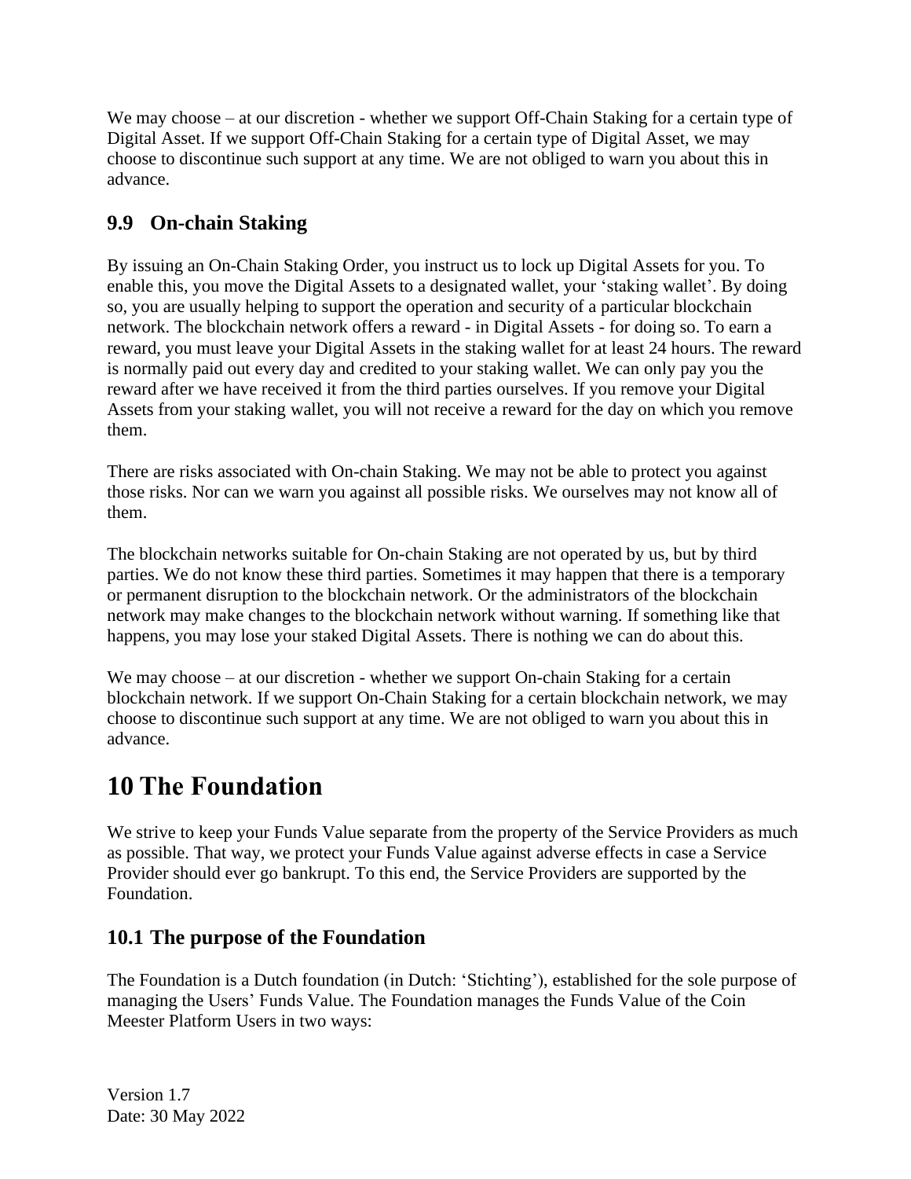We may choose – at our discretion - whether we support Off-Chain Staking for a certain type of Digital Asset. If we support Off-Chain Staking for a certain type of Digital Asset, we may choose to discontinue such support at any time. We are not obliged to warn you about this in advance.

### 9.9 On-chain Staking

By issuing an On-Chain Staking Order, you instruct us to lock up Digital Assets for you. To enable this, you move the Digital Assets to a designated wallet, your 'staking wallet'. By doing so, you are usually helping to support the operation and security of a particular blockchain network. The blockchain network offers a reward - in Digital Assets - for doing so. To earn a reward, you must leave your Digital Assets in the staking wallet for at least 24 hours. The reward is normally paid out every day and credited to your staking wallet. We can only pay you the reward after we have received it from the third parties ourselves. If you remove your Digital Assets from your staking wallet, you will not receive a reward for the day on which you remove them.

There are risks associated with On-chain Staking. We may not be able to protect you against those risks. Nor can we warn you against all possible risks. We ourselves may not know all of them.

The blockchain networks suitable for On-chain Staking are not operated by us, but by third parties. We do not know these third parties. Sometimes it may happen that there is a temporary or permanent disruption to the blockchain network. Or the administrators of the blockchain network may make changes to the blockchain network without warning. If something like that happens, you may lose your staked Digital Assets. There is nothing we can do about this.

We may choose – at our discretion - whether we support On-chain Staking for a certain blockchain network. If we support On-Chain Staking for a certain blockchain network, we may choose to discontinue such support at any time. We are not obliged to warn you about this in advance.

# 10 The Foundation

We strive to keep your Funds Value separate from the property of the Service Providers as much as possible. That way, we protect your Funds Value against adverse effects in case a Service Provider should ever go bankrupt. To this end, the Service Providers are supported by the Foundation.

### 10.1 The purpose of the Foundation

The Foundation is a Dutch foundation (in Dutch: 'Stichting'), established for the sole purpose of managing the Users' Funds Value. The Foundation manages the Funds Value of the Coin Meester Platform Users in two ways:

Version 1.7
Date: 30 May 2022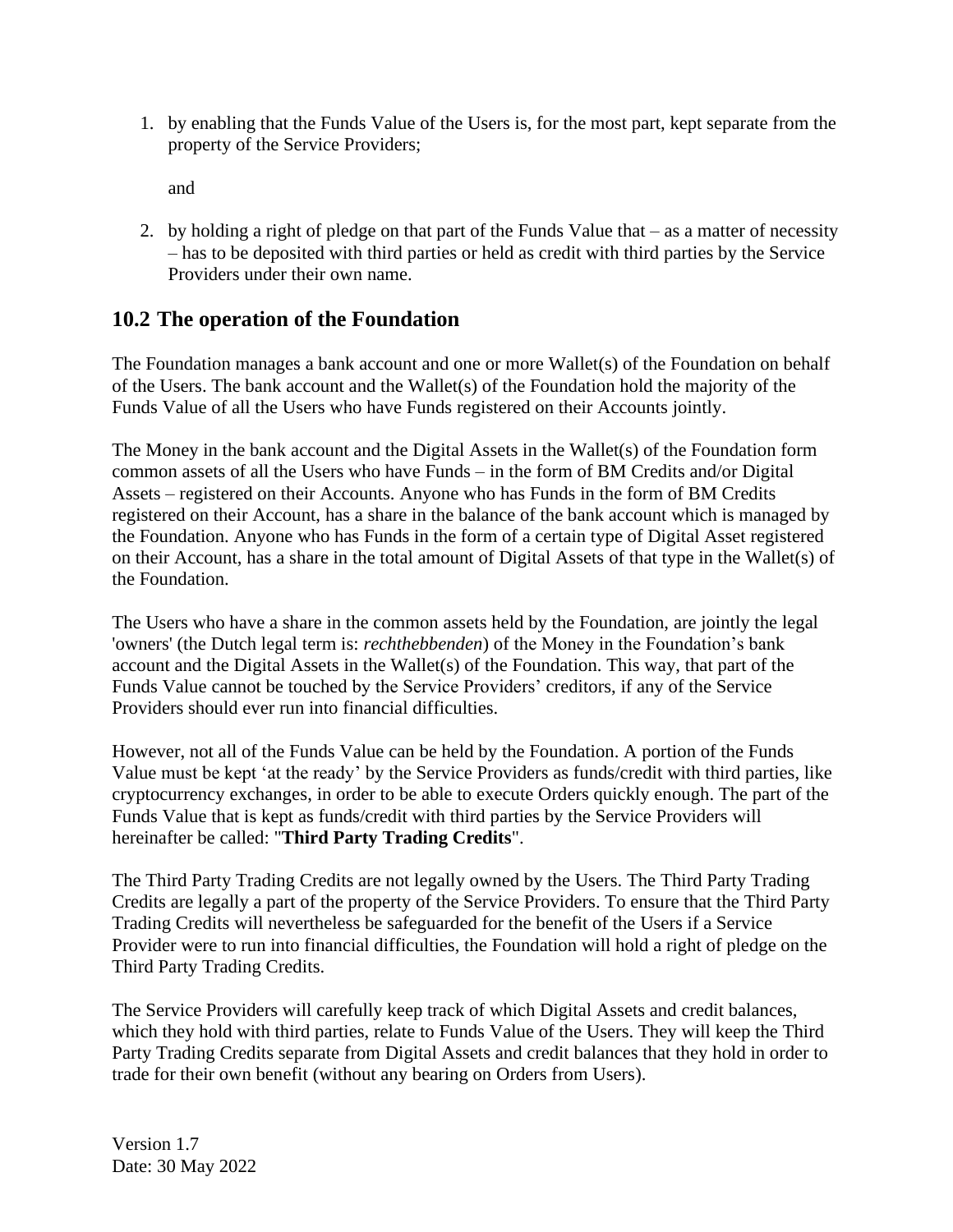1. by enabling that the Funds Value of the Users is, for the most part, kept separate from the property of the Service Providers;

   and

2. by holding a right of pledge on that part of the Funds Value that – as a matter of necessity – has to be deposited with third parties or held as credit with third parties by the Service Providers under their own name.

## 10.2 The operation of the Foundation

The Foundation manages a bank account and one or more Wallet(s) of the Foundation on behalf of the Users. The bank account and the Wallet(s) of the Foundation hold the majority of the Funds Value of all the Users who have Funds registered on their Accounts jointly.

The Money in the bank account and the Digital Assets in the Wallet(s) of the Foundation form common assets of all the Users who have Funds – in the form of BM Credits and/or Digital Assets – registered on their Accounts. Anyone who has Funds in the form of BM Credits registered on their Account, has a share in the balance of the bank account which is managed by the Foundation. Anyone who has Funds in the form of a certain type of Digital Asset registered on their Account, has a share in the total amount of Digital Assets of that type in the Wallet(s) of the Foundation.

The Users who have a share in the common assets held by the Foundation, are jointly the legal 'owners' (the Dutch legal term is: *rechthebbenden*) of the Money in the Foundation's bank account and the Digital Assets in the Wallet(s) of the Foundation. This way, that part of the Funds Value cannot be touched by the Service Providers' creditors, if any of the Service Providers should ever run into financial difficulties.

However, not all of the Funds Value can be held by the Foundation. A portion of the Funds Value must be kept 'at the ready' by the Service Providers as funds/credit with third parties, like cryptocurrency exchanges, in order to be able to execute Orders quickly enough. The part of the Funds Value that is kept as funds/credit with third parties by the Service Providers will hereinafter be called: "**Third Party Trading Credits**".

The Third Party Trading Credits are not legally owned by the Users. The Third Party Trading Credits are legally a part of the property of the Service Providers. To ensure that the Third Party Trading Credits will nevertheless be safeguarded for the benefit of the Users if a Service Provider were to run into financial difficulties, the Foundation will hold a right of pledge on the Third Party Trading Credits.

The Service Providers will carefully keep track of which Digital Assets and credit balances, which they hold with third parties, relate to Funds Value of the Users. They will keep the Third Party Trading Credits separate from Digital Assets and credit balances that they hold in order to trade for their own benefit (without any bearing on Orders from Users).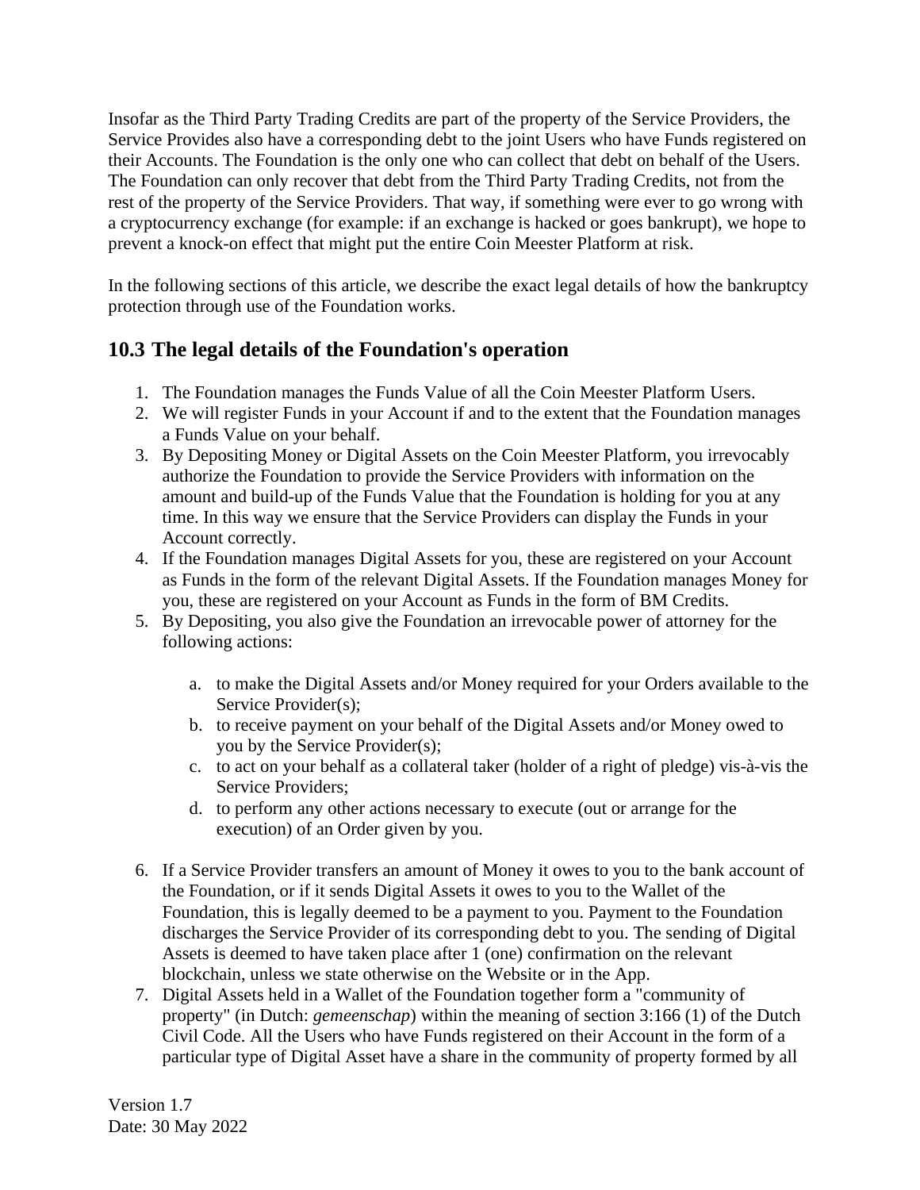Insofar as the Third Party Trading Credits are part of the property of the Service Providers, the Service Provides also have a corresponding debt to the joint Users who have Funds registered on their Accounts. The Foundation is the only one who can collect that debt on behalf of the Users. The Foundation can only recover that debt from the Third Party Trading Credits, not from the rest of the property of the Service Providers. That way, if something were ever to go wrong with a cryptocurrency exchange (for example: if an exchange is hacked or goes bankrupt), we hope to prevent a knock-on effect that might put the entire Coin Meester Platform at risk.

In the following sections of this article, we describe the exact legal details of how the bankruptcy protection through use of the Foundation works.

## 10.3 The legal details of the Foundation's operation

1. The Foundation manages the Funds Value of all the Coin Meester Platform Users.
2. We will register Funds in your Account if and to the extent that the Foundation manages a Funds Value on your behalf.
3. By Depositing Money or Digital Assets on the Coin Meester Platform, you irrevocably authorize the Foundation to provide the Service Providers with information on the amount and build-up of the Funds Value that the Foundation is holding for you at any time. In this way we ensure that the Service Providers can display the Funds in your Account correctly.
4. If the Foundation manages Digital Assets for you, these are registered on your Account as Funds in the form of the relevant Digital Assets. If the Foundation manages Money for you, these are registered on your Account as Funds in the form of BM Credits.
5. By Depositing, you also give the Foundation an irrevocable power of attorney for the following actions:

    a. to make the Digital Assets and/or Money required for your Orders available to the Service Provider(s);
    b. to receive payment on your behalf of the Digital Assets and/or Money owed to you by the Service Provider(s);
    c. to act on your behalf as a collateral taker (holder of a right of pledge) vis-à-vis the Service Providers;
    d. to perform any other actions necessary to execute (out or arrange for the execution) of an Order given by you.

6. If a Service Provider transfers an amount of Money it owes to you to the bank account of the Foundation, or if it sends Digital Assets it owes to you to the Wallet of the Foundation, this is legally deemed to be a payment to you. Payment to the Foundation discharges the Service Provider of its corresponding debt to you. The sending of Digital Assets is deemed to have taken place after 1 (one) confirmation on the relevant blockchain, unless we state otherwise on the Website or in the App.
7. Digital Assets held in a Wallet of the Foundation together form a "community of property" (in Dutch: *gemeenschap*) within the meaning of section 3:166 (1) of the Dutch Civil Code. All the Users who have Funds registered on their Account in the form of a particular type of Digital Asset have a share in the community of property formed by all

Version 1.7
Date: 30 May 2022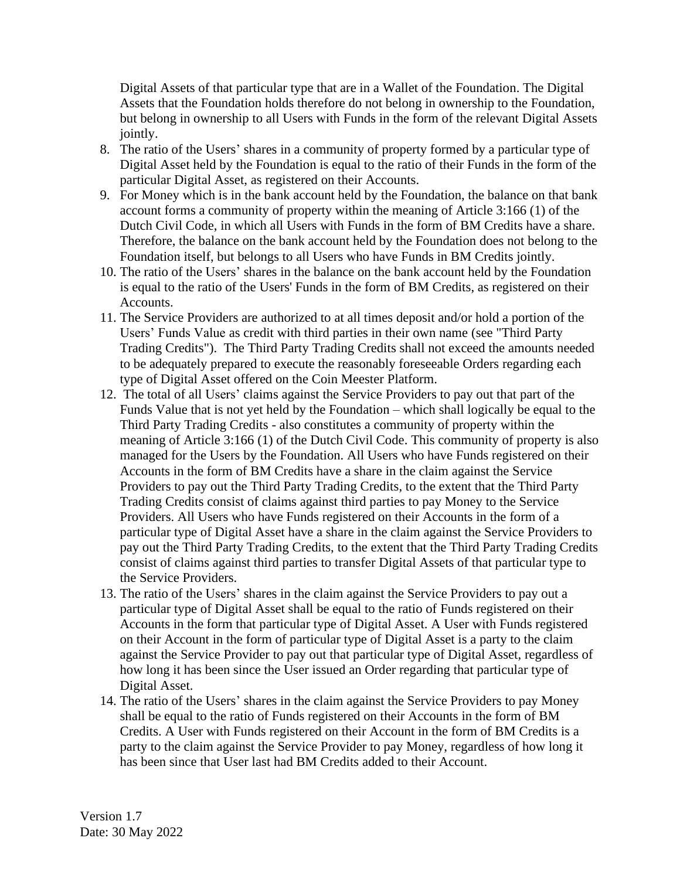Digital Assets of that particular type that are in a Wallet of the Foundation. The Digital Assets that the Foundation holds therefore do not belong in ownership to the Foundation, but belong in ownership to all Users with Funds in the form of the relevant Digital Assets jointly.

8. The ratio of the Users' shares in a community of property formed by a particular type of Digital Asset held by the Foundation is equal to the ratio of their Funds in the form of the particular Digital Asset, as registered on their Accounts.
9. For Money which is in the bank account held by the Foundation, the balance on that bank account forms a community of property within the meaning of Article 3:166 (1) of the Dutch Civil Code, in which all Users with Funds in the form of BM Credits have a share. Therefore, the balance on the bank account held by the Foundation does not belong to the Foundation itself, but belongs to all Users who have Funds in BM Credits jointly.
10. The ratio of the Users' shares in the balance on the bank account held by the Foundation is equal to the ratio of the Users' Funds in the form of BM Credits, as registered on their Accounts.
11. The Service Providers are authorized to at all times deposit and/or hold a portion of the Users' Funds Value as credit with third parties in their own name (see "Third Party Trading Credits"). The Third Party Trading Credits shall not exceed the amounts needed to be adequately prepared to execute the reasonably foreseeable Orders regarding each type of Digital Asset offered on the Coin Meester Platform.
12. The total of all Users' claims against the Service Providers to pay out that part of the Funds Value that is not yet held by the Foundation – which shall logically be equal to the Third Party Trading Credits - also constitutes a community of property within the meaning of Article 3:166 (1) of the Dutch Civil Code. This community of property is also managed for the Users by the Foundation. All Users who have Funds registered on their Accounts in the form of BM Credits have a share in the claim against the Service Providers to pay out the Third Party Trading Credits, to the extent that the Third Party Trading Credits consist of claims against third parties to pay Money to the Service Providers. All Users who have Funds registered on their Accounts in the form of a particular type of Digital Asset have a share in the claim against the Service Providers to pay out the Third Party Trading Credits, to the extent that the Third Party Trading Credits consist of claims against third parties to transfer Digital Assets of that particular type to the Service Providers.
13. The ratio of the Users' shares in the claim against the Service Providers to pay out a particular type of Digital Asset shall be equal to the ratio of Funds registered on their Accounts in the form that particular type of Digital Asset. A User with Funds registered on their Account in the form of particular type of Digital Asset is a party to the claim against the Service Provider to pay out that particular type of Digital Asset, regardless of how long it has been since the User issued an Order regarding that particular type of Digital Asset.
14. The ratio of the Users' shares in the claim against the Service Providers to pay Money shall be equal to the ratio of Funds registered on their Accounts in the form of BM Credits. A User with Funds registered on their Account in the form of BM Credits is a party to the claim against the Service Provider to pay Money, regardless of how long it has been since that User last had BM Credits added to their Account.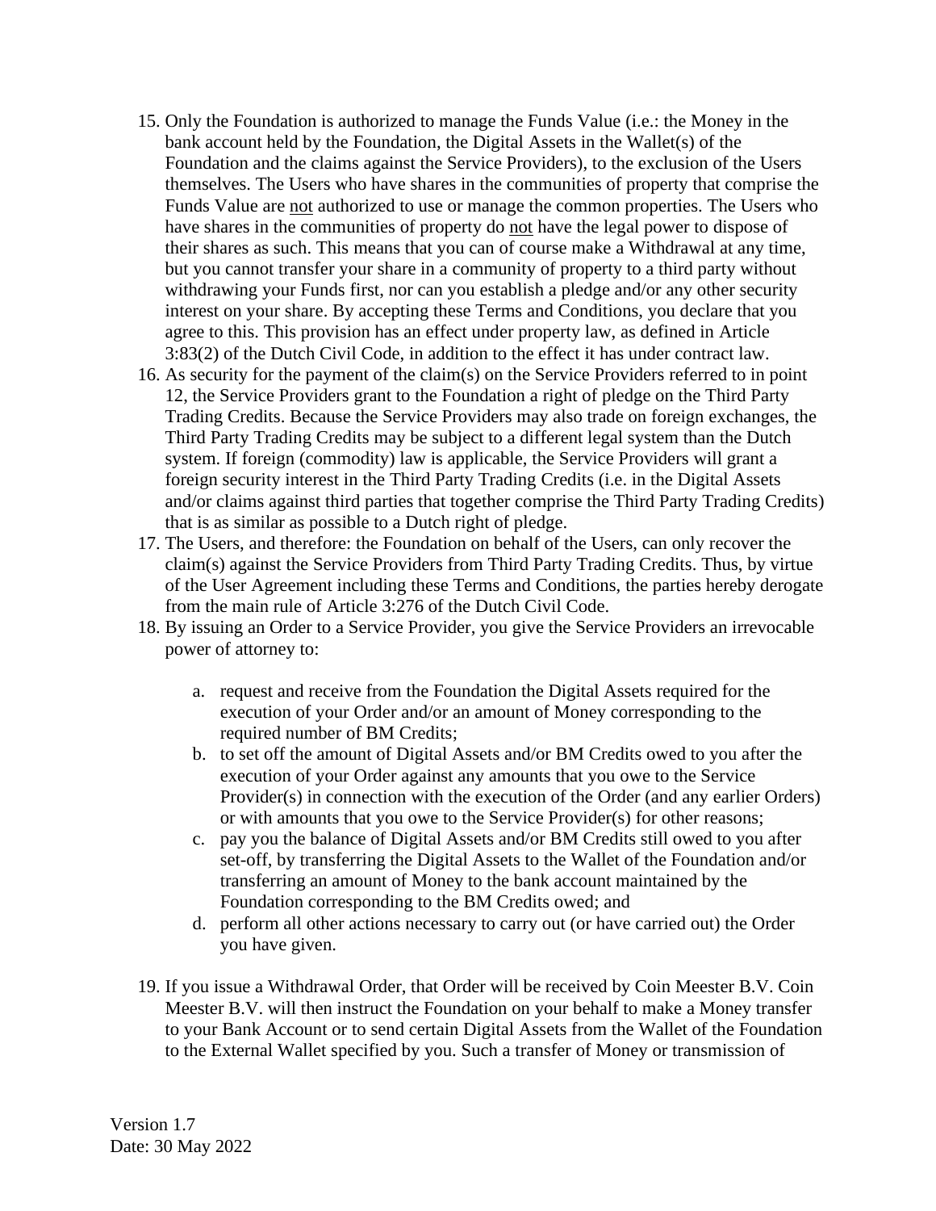15. Only the Foundation is authorized to manage the Funds Value (i.e.: the Money in the bank account held by the Foundation, the Digital Assets in the Wallet(s) of the Foundation and the claims against the Service Providers), to the exclusion of the Users themselves. The Users who have shares in the communities of property that comprise the Funds Value are <u>not</u> authorized to use or manage the common properties. The Users who have shares in the communities of property do <u>not</u> have the legal power to dispose of their shares as such. This means that you can of course make a Withdrawal at any time, but you cannot transfer your share in a community of property to a third party without withdrawing your Funds first, nor can you establish a pledge and/or any other security interest on your share. By accepting these Terms and Conditions, you declare that you agree to this. This provision has an effect under property law, as defined in Article 3:83(2) of the Dutch Civil Code, in addition to the effect it has under contract law.
16. As security for the payment of the claim(s) on the Service Providers referred to in point 12, the Service Providers grant to the Foundation a right of pledge on the Third Party Trading Credits. Because the Service Providers may also trade on foreign exchanges, the Third Party Trading Credits may be subject to a different legal system than the Dutch system. If foreign (commodity) law is applicable, the Service Providers will grant a foreign security interest in the Third Party Trading Credits (i.e. in the Digital Assets and/or claims against third parties that together comprise the Third Party Trading Credits) that is as similar as possible to a Dutch right of pledge.
17. The Users, and therefore: the Foundation on behalf of the Users, can only recover the claim(s) against the Service Providers from Third Party Trading Credits. Thus, by virtue of the User Agreement including these Terms and Conditions, the parties hereby derogate from the main rule of Article 3:276 of the Dutch Civil Code.
18. By issuing an Order to a Service Provider, you give the Service Providers an irrevocable power of attorney to:

    a. request and receive from the Foundation the Digital Assets required for the execution of your Order and/or an amount of Money corresponding to the required number of BM Credits;
    b. to set off the amount of Digital Assets and/or BM Credits owed to you after the execution of your Order against any amounts that you owe to the Service Provider(s) in connection with the execution of the Order (and any earlier Orders) or with amounts that you owe to the Service Provider(s) for other reasons;
    c. pay you the balance of Digital Assets and/or BM Credits still owed to you after set-off, by transferring the Digital Assets to the Wallet of the Foundation and/or transferring an amount of Money to the bank account maintained by the Foundation corresponding to the BM Credits owed; and
    d. perform all other actions necessary to carry out (or have carried out) the Order you have given.

19. If you issue a Withdrawal Order, that Order will be received by Coin Meester B.V. Coin Meester B.V. will then instruct the Foundation on your behalf to make a Money transfer to your Bank Account or to send certain Digital Assets from the Wallet of the Foundation to the External Wallet specified by you. Such a transfer of Money or transmission of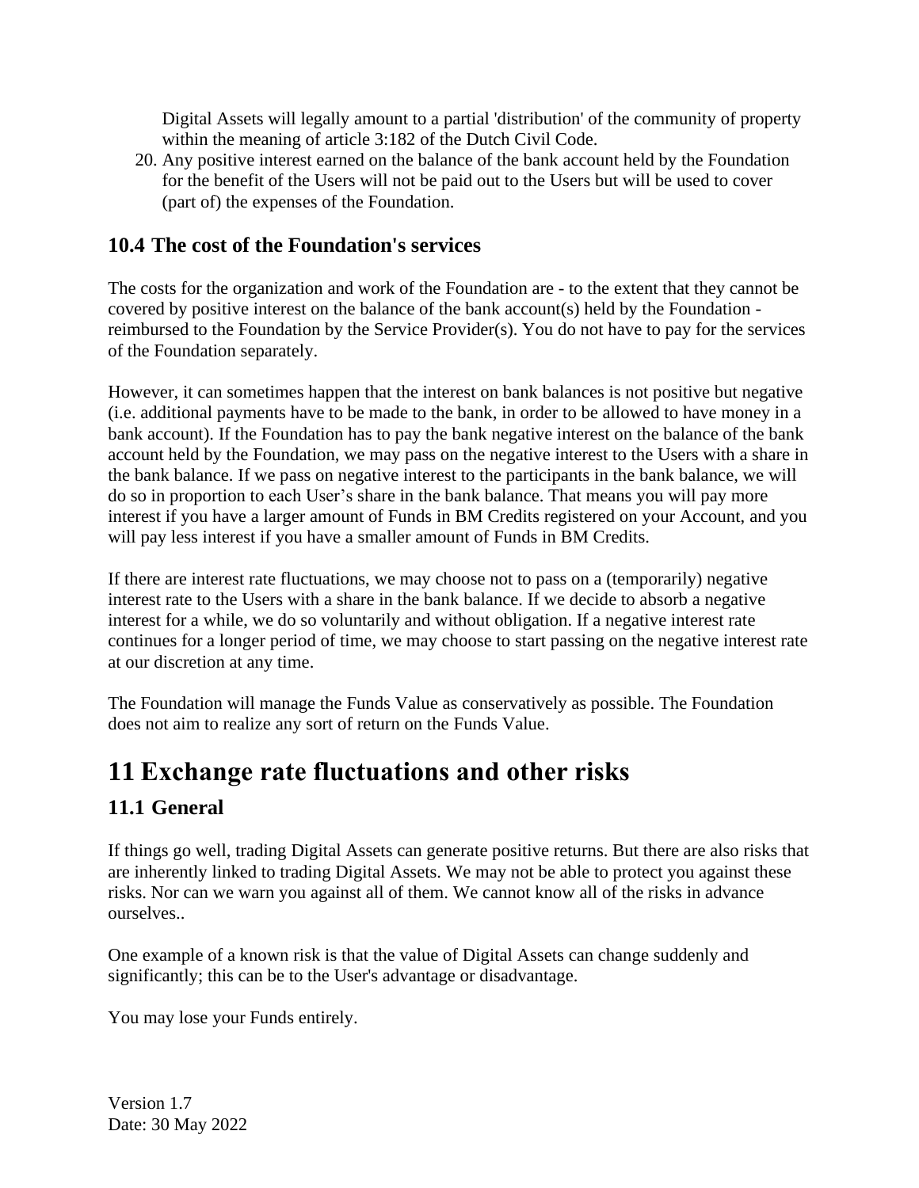Digital Assets will legally amount to a partial 'distribution' of the community of property within the meaning of article 3:182 of the Dutch Civil Code.

20. Any positive interest earned on the balance of the bank account held by the Foundation for the benefit of the Users will not be paid out to the Users but will be used to cover (part of) the expenses of the Foundation.

### 10.4 The cost of the Foundation's services

The costs for the organization and work of the Foundation are - to the extent that they cannot be covered by positive interest on the balance of the bank account(s) held by the Foundation - reimbursed to the Foundation by the Service Provider(s). You do not have to pay for the services of the Foundation separately.

However, it can sometimes happen that the interest on bank balances is not positive but negative (i.e. additional payments have to be made to the bank, in order to be allowed to have money in a bank account). If the Foundation has to pay the bank negative interest on the balance of the bank account held by the Foundation, we may pass on the negative interest to the Users with a share in the bank balance. If we pass on negative interest to the participants in the bank balance, we will do so in proportion to each User's share in the bank balance. That means you will pay more interest if you have a larger amount of Funds in BM Credits registered on your Account, and you will pay less interest if you have a smaller amount of Funds in BM Credits.

If there are interest rate fluctuations, we may choose not to pass on a (temporarily) negative interest rate to the Users with a share in the bank balance. If we decide to absorb a negative interest for a while, we do so voluntarily and without obligation. If a negative interest rate continues for a longer period of time, we may choose to start passing on the negative interest rate at our discretion at any time.

The Foundation will manage the Funds Value as conservatively as possible. The Foundation does not aim to realize any sort of return on the Funds Value.

## 11 Exchange rate fluctuations and other risks

### 11.1 General

If things go well, trading Digital Assets can generate positive returns. But there are also risks that are inherently linked to trading Digital Assets. We may not be able to protect you against these risks. Nor can we warn you against all of them. We cannot know all of the risks in advance ourselves..

One example of a known risk is that the value of Digital Assets can change suddenly and significantly; this can be to the User's advantage or disadvantage.

You may lose your Funds entirely.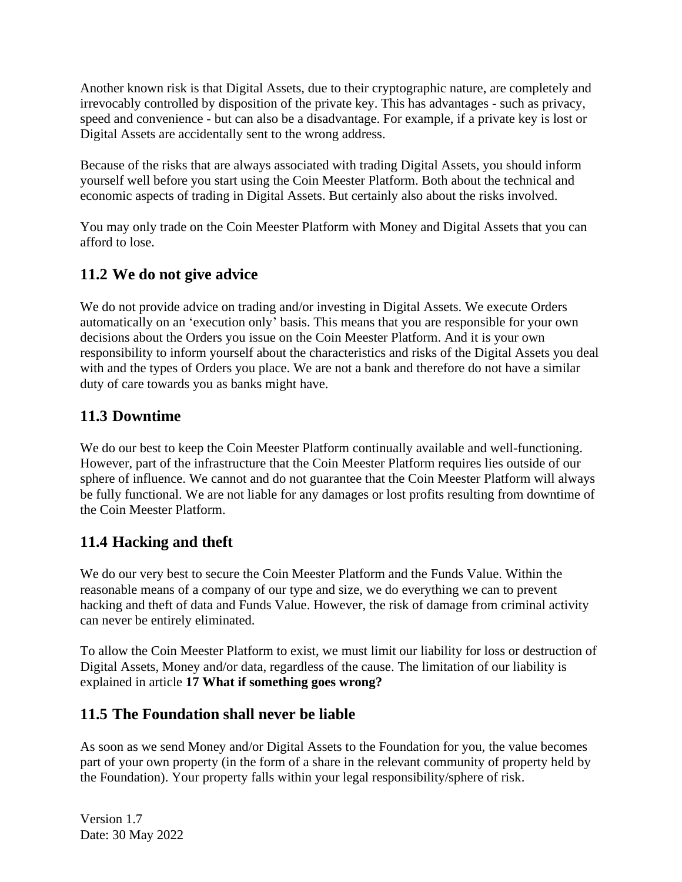Another known risk is that Digital Assets, due to their cryptographic nature, are completely and irrevocably controlled by disposition of the private key. This has advantages - such as privacy, speed and convenience - but can also be a disadvantage. For example, if a private key is lost or Digital Assets are accidentally sent to the wrong address.

Because of the risks that are always associated with trading Digital Assets, you should inform yourself well before you start using the Coin Meester Platform. Both about the technical and economic aspects of trading in Digital Assets. But certainly also about the risks involved.

You may only trade on the Coin Meester Platform with Money and Digital Assets that you can afford to lose.

## 11.2 We do not give advice

We do not provide advice on trading and/or investing in Digital Assets. We execute Orders automatically on an 'execution only' basis. This means that you are responsible for your own decisions about the Orders you issue on the Coin Meester Platform. And it is your own responsibility to inform yourself about the characteristics and risks of the Digital Assets you deal with and the types of Orders you place. We are not a bank and therefore do not have a similar duty of care towards you as banks might have.

## 11.3 Downtime

We do our best to keep the Coin Meester Platform continually available and well-functioning. However, part of the infrastructure that the Coin Meester Platform requires lies outside of our sphere of influence. We cannot and do not guarantee that the Coin Meester Platform will always be fully functional. We are not liable for any damages or lost profits resulting from downtime of the Coin Meester Platform.

## 11.4 Hacking and theft

We do our very best to secure the Coin Meester Platform and the Funds Value. Within the reasonable means of a company of our type and size, we do everything we can to prevent hacking and theft of data and Funds Value. However, the risk of damage from criminal activity can never be entirely eliminated.

To allow the Coin Meester Platform to exist, we must limit our liability for loss or destruction of Digital Assets, Money and/or data, regardless of the cause. The limitation of our liability is explained in article **17 What if something goes wrong?**

## 11.5 The Foundation shall never be liable

As soon as we send Money and/or Digital Assets to the Foundation for you, the value becomes part of your own property (in the form of a share in the relevant community of property held by the Foundation). Your property falls within your legal responsibility/sphere of risk.

Version 1.7
Date: 30 May 2022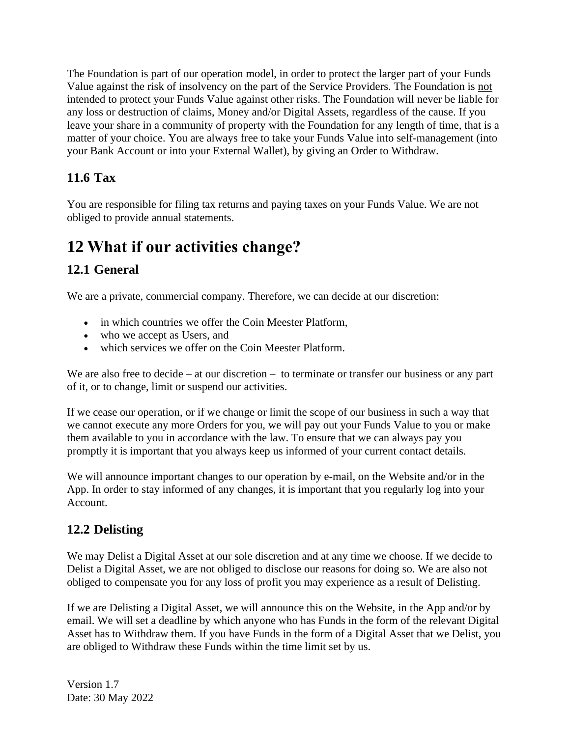The Foundation is part of our operation model, in order to protect the larger part of your Funds Value against the risk of insolvency on the part of the Service Providers. The Foundation is <u>not</u> intended to protect your Funds Value against other risks. The Foundation will never be liable for any loss or destruction of claims, Money and/or Digital Assets, regardless of the cause. If you leave your share in a community of property with the Foundation for any length of time, that is a matter of your choice. You are always free to take your Funds Value into self-management (into your Bank Account or into your External Wallet), by giving an Order to Withdraw.

## 11.6 Tax

You are responsible for filing tax returns and paying taxes on your Funds Value. We are not obliged to provide annual statements.

# 12 What if our activities change?

## 12.1 General

We are a private, commercial company. Therefore, we can decide at our discretion:

- in which countries we offer the Coin Meester Platform,
- who we accept as Users, and
- which services we offer on the Coin Meester Platform.

We are also free to decide – at our discretion – to terminate or transfer our business or any part of it, or to change, limit or suspend our activities.

If we cease our operation, or if we change or limit the scope of our business in such a way that we cannot execute any more Orders for you, we will pay out your Funds Value to you or make them available to you in accordance with the law. To ensure that we can always pay you promptly it is important that you always keep us informed of your current contact details.

We will announce important changes to our operation by e-mail, on the Website and/or in the App. In order to stay informed of any changes, it is important that you regularly log into your Account.

## 12.2 Delisting

We may Delist a Digital Asset at our sole discretion and at any time we choose. If we decide to Delist a Digital Asset, we are not obliged to disclose our reasons for doing so. We are also not obliged to compensate you for any loss of profit you may experience as a result of Delisting.

If we are Delisting a Digital Asset, we will announce this on the Website, in the App and/or by email. We will set a deadline by which anyone who has Funds in the form of the relevant Digital Asset has to Withdraw them. If you have Funds in the form of a Digital Asset that we Delist, you are obliged to Withdraw these Funds within the time limit set by us.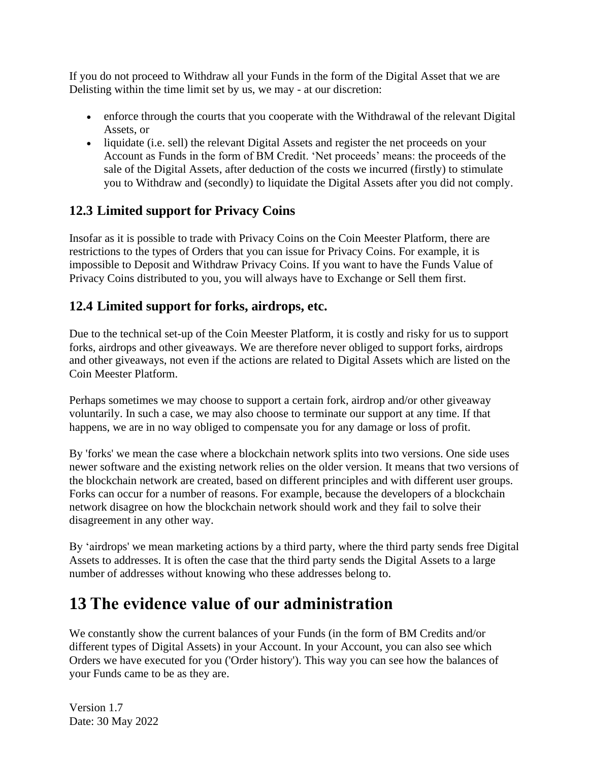If you do not proceed to Withdraw all your Funds in the form of the Digital Asset that we are Delisting within the time limit set by us, we may - at our discretion:

- enforce through the courts that you cooperate with the Withdrawal of the relevant Digital Assets, or
- liquidate (i.e. sell) the relevant Digital Assets and register the net proceeds on your Account as Funds in the form of BM Credit. 'Net proceeds' means: the proceeds of the sale of the Digital Assets, after deduction of the costs we incurred (firstly) to stimulate you to Withdraw and (secondly) to liquidate the Digital Assets after you did not comply.

### 12.3 Limited support for Privacy Coins

Insofar as it is possible to trade with Privacy Coins on the Coin Meester Platform, there are restrictions to the types of Orders that you can issue for Privacy Coins. For example, it is impossible to Deposit and Withdraw Privacy Coins. If you want to have the Funds Value of Privacy Coins distributed to you, you will always have to Exchange or Sell them first.

### 12.4 Limited support for forks, airdrops, etc.

Due to the technical set-up of the Coin Meester Platform, it is costly and risky for us to support forks, airdrops and other giveaways. We are therefore never obliged to support forks, airdrops and other giveaways, not even if the actions are related to Digital Assets which are listed on the Coin Meester Platform.

Perhaps sometimes we may choose to support a certain fork, airdrop and/or other giveaway voluntarily. In such a case, we may also choose to terminate our support at any time. If that happens, we are in no way obliged to compensate you for any damage or loss of profit.

By 'forks' we mean the case where a blockchain network splits into two versions. One side uses newer software and the existing network relies on the older version. It means that two versions of the blockchain network are created, based on different principles and with different user groups. Forks can occur for a number of reasons. For example, because the developers of a blockchain network disagree on how the blockchain network should work and they fail to solve their disagreement in any other way.

By 'airdrops' we mean marketing actions by a third party, where the third party sends free Digital Assets to addresses. It is often the case that the third party sends the Digital Assets to a large number of addresses without knowing who these addresses belong to.

## 13 The evidence value of our administration

We constantly show the current balances of your Funds (in the form of BM Credits and/or different types of Digital Assets) in your Account. In your Account, you can also see which Orders we have executed for you ('Order history'). This way you can see how the balances of your Funds came to be as they are.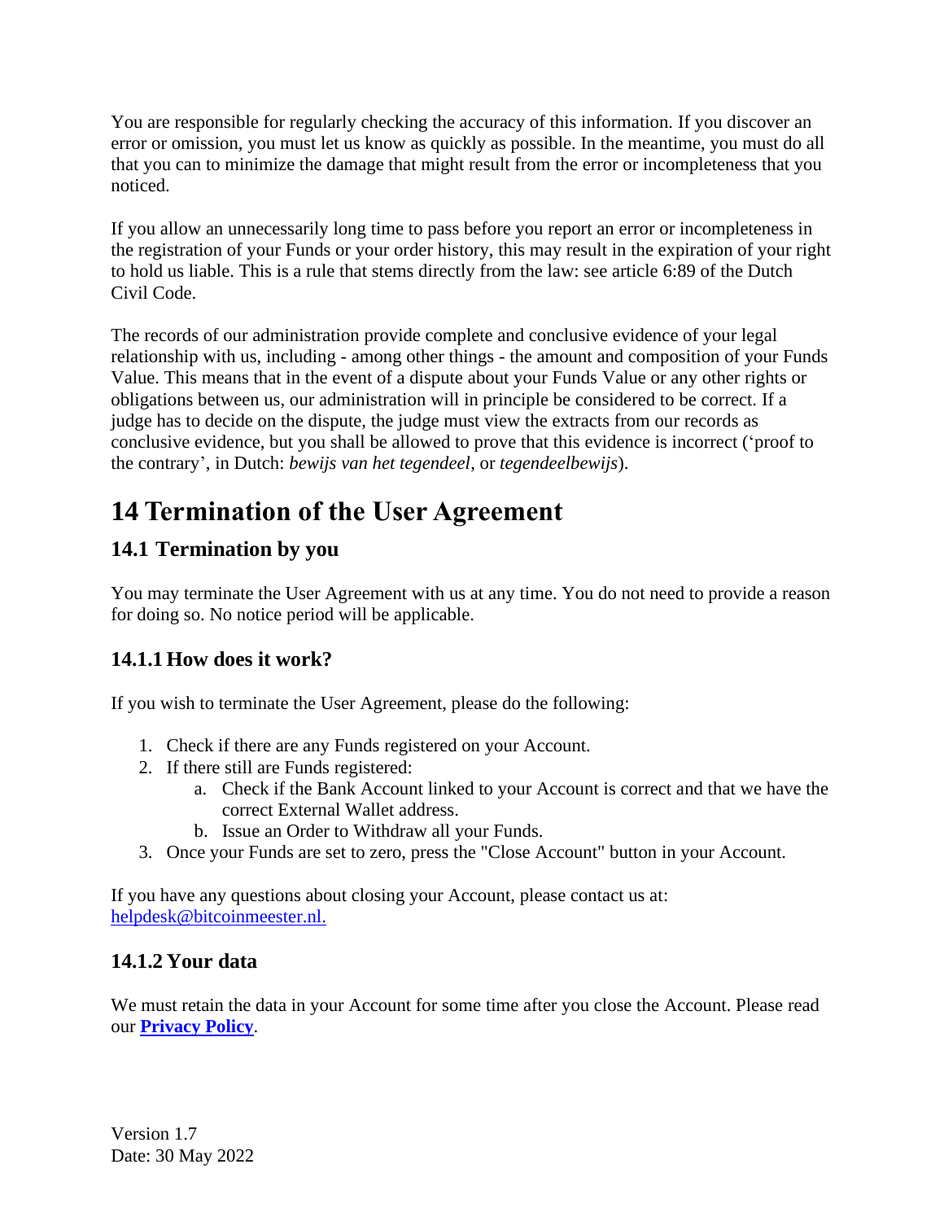You are responsible for regularly checking the accuracy of this information. If you discover an error or omission, you must let us know as quickly as possible. In the meantime, you must do all that you can to minimize the damage that might result from the error or incompleteness that you noticed.

If you allow an unnecessarily long time to pass before you report an error or incompleteness in the registration of your Funds or your order history, this may result in the expiration of your right to hold us liable. This is a rule that stems directly from the law: see article 6:89 of the Dutch Civil Code.

The records of our administration provide complete and conclusive evidence of your legal relationship with us, including - among other things - the amount and composition of your Funds Value. This means that in the event of a dispute about your Funds Value or any other rights or obligations between us, our administration will in principle be considered to be correct. If a judge has to decide on the dispute, the judge must view the extracts from our records as conclusive evidence, but you shall be allowed to prove that this evidence is incorrect ('proof to the contrary', in Dutch: *bewijs van het tegendeel*, or *tegendeelbewijs*).

# 14 Termination of the User Agreement

## 14.1 Termination by you

You may terminate the User Agreement with us at any time. You do not need to provide a reason for doing so. No notice period will be applicable.

### 14.1.1 How does it work?

If you wish to terminate the User Agreement, please do the following:

1. Check if there are any Funds registered on your Account.
2. If there still are Funds registered:
    a. Check if the Bank Account linked to your Account is correct and that we have the correct External Wallet address.
    b. Issue an Order to Withdraw all your Funds.
3. Once your Funds are set to zero, press the "Close Account" button in your Account.

If you have any questions about closing your Account, please contact us at: helpdesk@bitcoinmeester.nl.

### 14.1.2 Your data

We must retain the data in your Account for some time after you close the Account. Please read our **Privacy Policy**.

Version 1.7
Date: 30 May 2022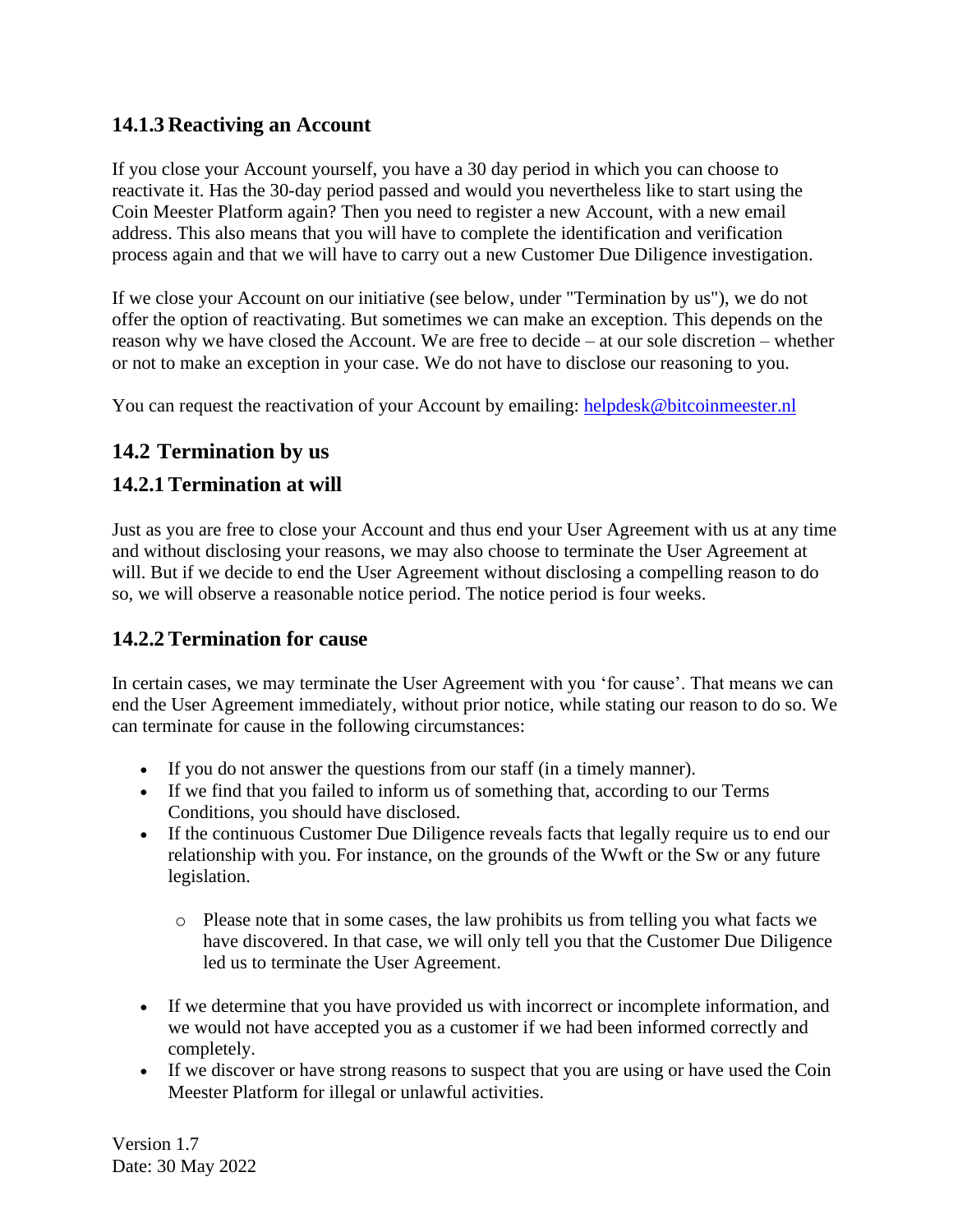### 14.1.3 Reactiving an Account

If you close your Account yourself, you have a 30 day period in which you can choose to reactivate it. Has the 30-day period passed and would you nevertheless like to start using the Coin Meester Platform again? Then you need to register a new Account, with a new email address. This also means that you will have to complete the identification and verification process again and that we will have to carry out a new Customer Due Diligence investigation.

If we close your Account on our initiative (see below, under "Termination by us"), we do not offer the option of reactivating. But sometimes we can make an exception. This depends on the reason why we have closed the Account. We are free to decide – at our sole discretion – whether or not to make an exception in your case. We do not have to disclose our reasoning to you.

You can request the reactivation of your Account by emailing: [helpdesk@bitcoinmeester.nl](mailto:helpdesk@bitcoinmeester.nl)

## 14.2 Termination by us

### 14.2.1 Termination at will

Just as you are free to close your Account and thus end your User Agreement with us at any time and without disclosing your reasons, we may also choose to terminate the User Agreement at will. But if we decide to end the User Agreement without disclosing a compelling reason to do so, we will observe a reasonable notice period. The notice period is four weeks.

### 14.2.2 Termination for cause

In certain cases, we may terminate the User Agreement with you 'for cause'. That means we can end the User Agreement immediately, without prior notice, while stating our reason to do so. We can terminate for cause in the following circumstances:

- If you do not answer the questions from our staff (in a timely manner).
- If we find that you failed to inform us of something that, according to our Terms Conditions, you should have disclosed.
- If the continuous Customer Due Diligence reveals facts that legally require us to end our relationship with you. For instance, on the grounds of the Wwft or the Sw or any future legislation.
  - Please note that in some cases, the law prohibits us from telling you what facts we have discovered. In that case, we will only tell you that the Customer Due Diligence led us to terminate the User Agreement.
- If we determine that you have provided us with incorrect or incomplete information, and we would not have accepted you as a customer if we had been informed correctly and completely.
- If we discover or have strong reasons to suspect that you are using or have used the Coin Meester Platform for illegal or unlawful activities.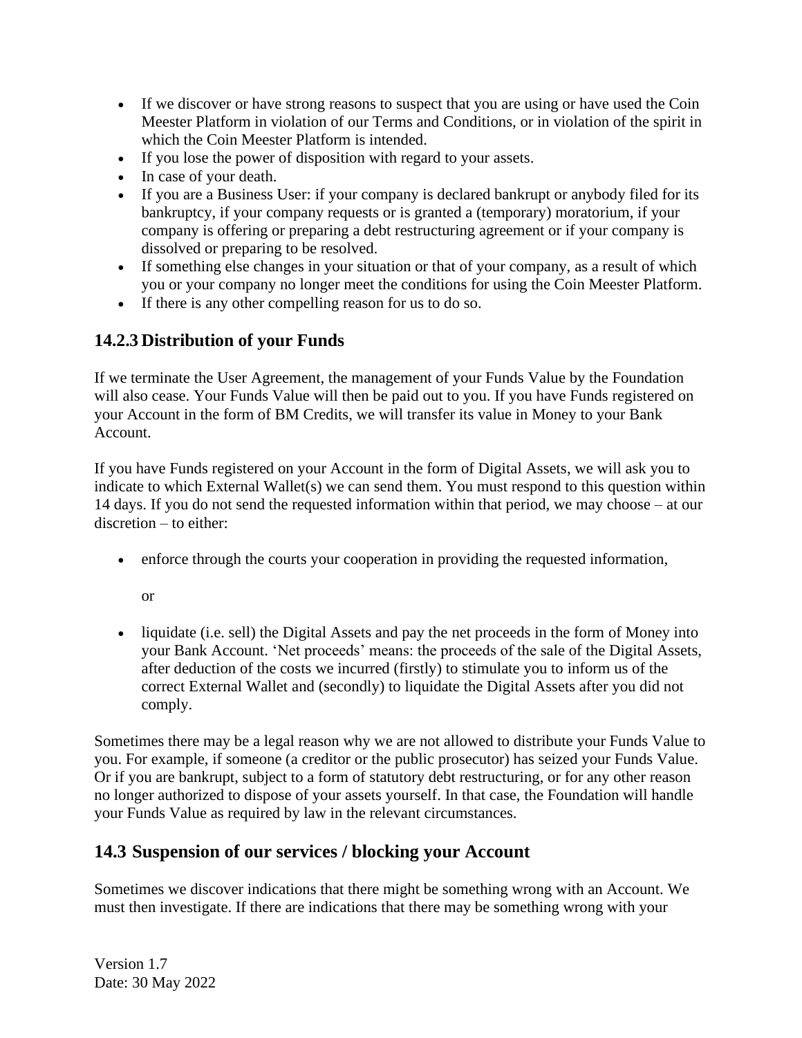- If we discover or have strong reasons to suspect that you are using or have used the Coin Meester Platform in violation of our Terms and Conditions, or in violation of the spirit in which the Coin Meester Platform is intended.
- If you lose the power of disposition with regard to your assets.
- In case of your death.
- If you are a Business User: if your company is declared bankrupt or anybody filed for its bankruptcy, if your company requests or is granted a (temporary) moratorium, if your company is offering or preparing a debt restructuring agreement or if your company is dissolved or preparing to be resolved.
- If something else changes in your situation or that of your company, as a result of which you or your company no longer meet the conditions for using the Coin Meester Platform.
- If there is any other compelling reason for us to do so.

### 14.2.3 Distribution of your Funds

If we terminate the User Agreement, the management of your Funds Value by the Foundation will also cease. Your Funds Value will then be paid out to you. If you have Funds registered on your Account in the form of BM Credits, we will transfer its value in Money to your Bank Account.

If you have Funds registered on your Account in the form of Digital Assets, we will ask you to indicate to which External Wallet(s) we can send them. You must respond to this question within 14 days. If you do not send the requested information within that period, we may choose – at our discretion – to either:

- enforce through the courts your cooperation in providing the requested information,

  or

- liquidate (i.e. sell) the Digital Assets and pay the net proceeds in the form of Money into your Bank Account. 'Net proceeds' means: the proceeds of the sale of the Digital Assets, after deduction of the costs we incurred (firstly) to stimulate you to inform us of the correct External Wallet and (secondly) to liquidate the Digital Assets after you did not comply.

Sometimes there may be a legal reason why we are not allowed to distribute your Funds Value to you. For example, if someone (a creditor or the public prosecutor) has seized your Funds Value. Or if you are bankrupt, subject to a form of statutory debt restructuring, or for any other reason no longer authorized to dispose of your assets yourself. In that case, the Foundation will handle your Funds Value as required by law in the relevant circumstances.

## 14.3 Suspension of our services / blocking your Account

Sometimes we discover indications that there might be something wrong with an Account. We must then investigate. If there are indications that there may be something wrong with your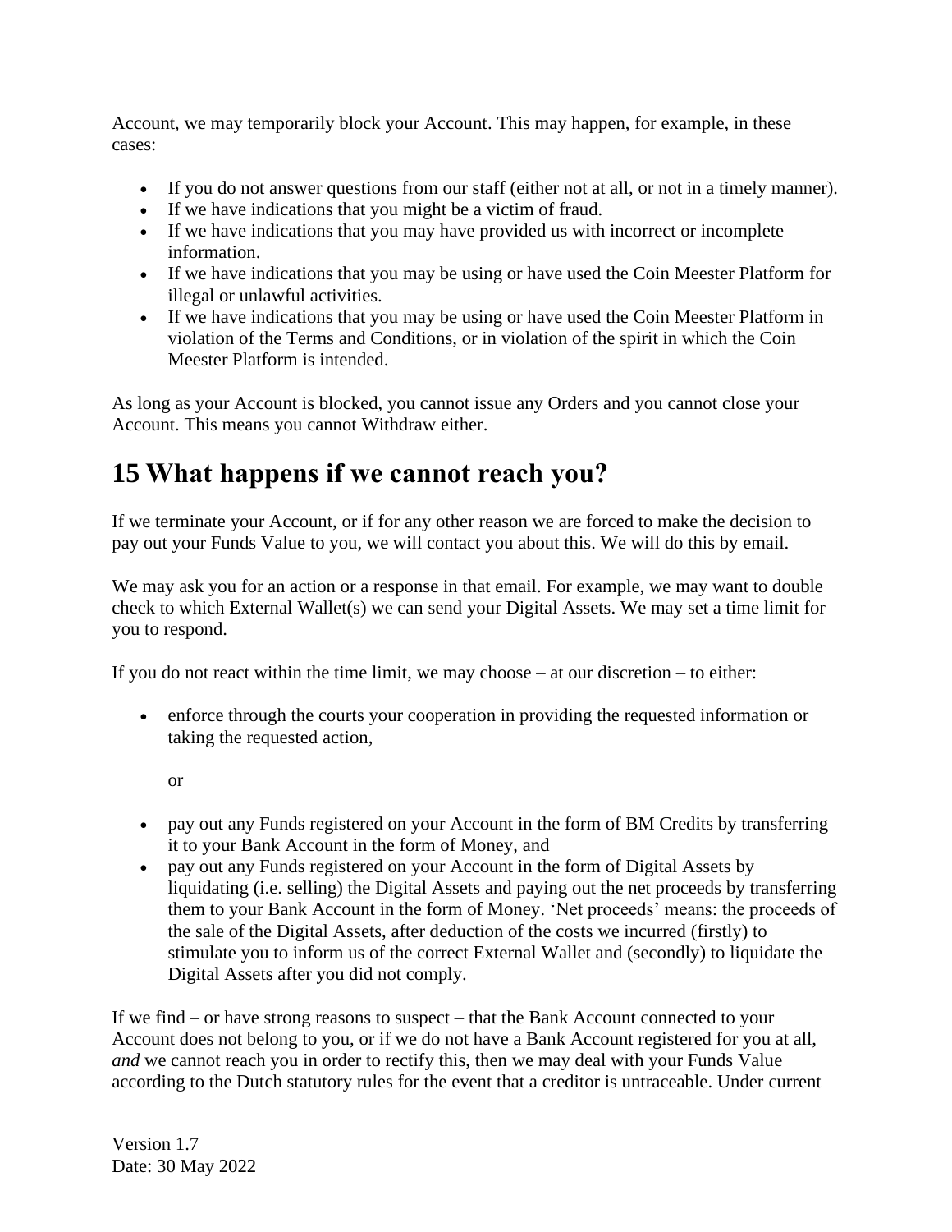Account, we may temporarily block your Account. This may happen, for example, in these cases:

- If you do not answer questions from our staff (either not at all, or not in a timely manner).
- If we have indications that you might be a victim of fraud.
- If we have indications that you may have provided us with incorrect or incomplete information.
- If we have indications that you may be using or have used the Coin Meester Platform for illegal or unlawful activities.
- If we have indications that you may be using or have used the Coin Meester Platform in violation of the Terms and Conditions, or in violation of the spirit in which the Coin Meester Platform is intended.

As long as your Account is blocked, you cannot issue any Orders and you cannot close your Account. This means you cannot Withdraw either.

# 15 What happens if we cannot reach you?

If we terminate your Account, or if for any other reason we are forced to make the decision to pay out your Funds Value to you, we will contact you about this. We will do this by email.

We may ask you for an action or a response in that email. For example, we may want to double check to which External Wallet(s) we can send your Digital Assets. We may set a time limit for you to respond.

If you do not react within the time limit, we may choose – at our discretion – to either:

- enforce through the courts your cooperation in providing the requested information or taking the requested action,

  or

- pay out any Funds registered on your Account in the form of BM Credits by transferring it to your Bank Account in the form of Money, and
- pay out any Funds registered on your Account in the form of Digital Assets by liquidating (i.e. selling) the Digital Assets and paying out the net proceeds by transferring them to your Bank Account in the form of Money. 'Net proceeds' means: the proceeds of the sale of the Digital Assets, after deduction of the costs we incurred (firstly) to stimulate you to inform us of the correct External Wallet and (secondly) to liquidate the Digital Assets after you did not comply.

If we find – or have strong reasons to suspect – that the Bank Account connected to your Account does not belong to you, or if we do not have a Bank Account registered for you at all, *and* we cannot reach you in order to rectify this, then we may deal with your Funds Value according to the Dutch statutory rules for the event that a creditor is untraceable. Under current

Version 1.7
Date: 30 May 2022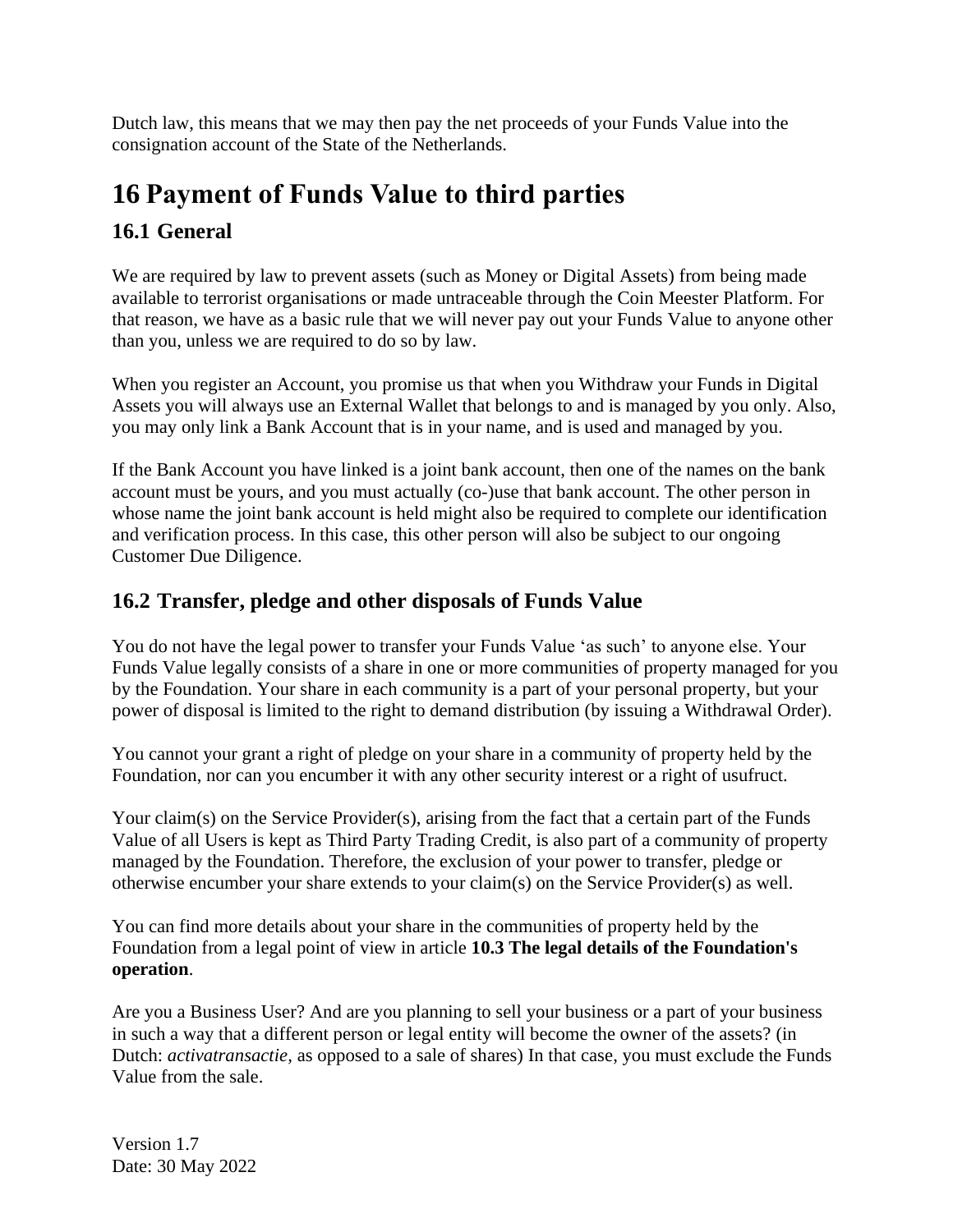Dutch law, this means that we may then pay the net proceeds of your Funds Value into the consignation account of the State of the Netherlands.

# 16 Payment of Funds Value to third parties

## 16.1 General

We are required by law to prevent assets (such as Money or Digital Assets) from being made available to terrorist organisations or made untraceable through the Coin Meester Platform. For that reason, we have as a basic rule that we will never pay out your Funds Value to anyone other than you, unless we are required to do so by law.

When you register an Account, you promise us that when you Withdraw your Funds in Digital Assets you will always use an External Wallet that belongs to and is managed by you only. Also, you may only link a Bank Account that is in your name, and is used and managed by you.

If the Bank Account you have linked is a joint bank account, then one of the names on the bank account must be yours, and you must actually (co-)use that bank account. The other person in whose name the joint bank account is held might also be required to complete our identification and verification process. In this case, this other person will also be subject to our ongoing Customer Due Diligence.

## 16.2 Transfer, pledge and other disposals of Funds Value

You do not have the legal power to transfer your Funds Value 'as such' to anyone else. Your Funds Value legally consists of a share in one or more communities of property managed for you by the Foundation. Your share in each community is a part of your personal property, but your power of disposal is limited to the right to demand distribution (by issuing a Withdrawal Order).

You cannot your grant a right of pledge on your share in a community of property held by the Foundation, nor can you encumber it with any other security interest or a right of usufruct.

Your claim(s) on the Service Provider(s), arising from the fact that a certain part of the Funds Value of all Users is kept as Third Party Trading Credit, is also part of a community of property managed by the Foundation. Therefore, the exclusion of your power to transfer, pledge or otherwise encumber your share extends to your claim(s) on the Service Provider(s) as well.

You can find more details about your share in the communities of property held by the Foundation from a legal point of view in article **10.3 The legal details of the Foundation's operation**.

Are you a Business User? And are you planning to sell your business or a part of your business in such a way that a different person or legal entity will become the owner of the assets? (in Dutch: *activatransactie*, as opposed to a sale of shares) In that case, you must exclude the Funds Value from the sale.

Version 1.7
Date: 30 May 2022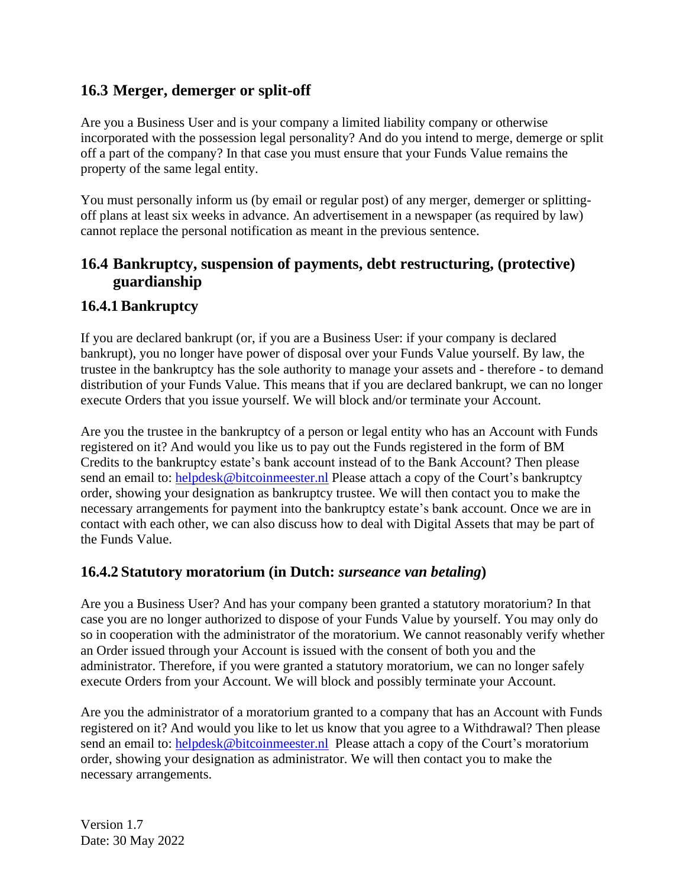## 16.3 Merger, demerger or split-off

Are you a Business User and is your company a limited liability company or otherwise incorporated with the possession legal personality? And do you intend to merge, demerge or split off a part of the company? In that case you must ensure that your Funds Value remains the property of the same legal entity.

You must personally inform us (by email or regular post) of any merger, demerger or splitting-off plans at least six weeks in advance. An advertisement in a newspaper (as required by law) cannot replace the personal notification as meant in the previous sentence.

## 16.4 Bankruptcy, suspension of payments, debt restructuring, (protective) guardianship

### 16.4.1 Bankruptcy

If you are declared bankrupt (or, if you are a Business User: if your company is declared bankrupt), you no longer have power of disposal over your Funds Value yourself. By law, the trustee in the bankruptcy has the sole authority to manage your assets and - therefore - to demand distribution of your Funds Value. This means that if you are declared bankrupt, we can no longer execute Orders that you issue yourself. We will block and/or terminate your Account.

Are you the trustee in the bankruptcy of a person or legal entity who has an Account with Funds registered on it? And would you like us to pay out the Funds registered in the form of BM Credits to the bankruptcy estate's bank account instead of to the Bank Account? Then please send an email to: helpdesk@bitcoinmeester.nl Please attach a copy of the Court's bankruptcy order, showing your designation as bankruptcy trustee. We will then contact you to make the necessary arrangements for payment into the bankruptcy estate's bank account. Once we are in contact with each other, we can also discuss how to deal with Digital Assets that may be part of the Funds Value.

### 16.4.2 Statutory moratorium (in Dutch: *surseance van betaling*)

Are you a Business User? And has your company been granted a statutory moratorium? In that case you are no longer authorized to dispose of your Funds Value by yourself. You may only do so in cooperation with the administrator of the moratorium. We cannot reasonably verify whether an Order issued through your Account is issued with the consent of both you and the administrator. Therefore, if you were granted a statutory moratorium, we can no longer safely execute Orders from your Account. We will block and possibly terminate your Account.

Are you the administrator of a moratorium granted to a company that has an Account with Funds registered on it? And would you like to let us know that you agree to a Withdrawal? Then please send an email to: helpdesk@bitcoinmeester.nl Please attach a copy of the Court's moratorium order, showing your designation as administrator. We will then contact you to make the necessary arrangements.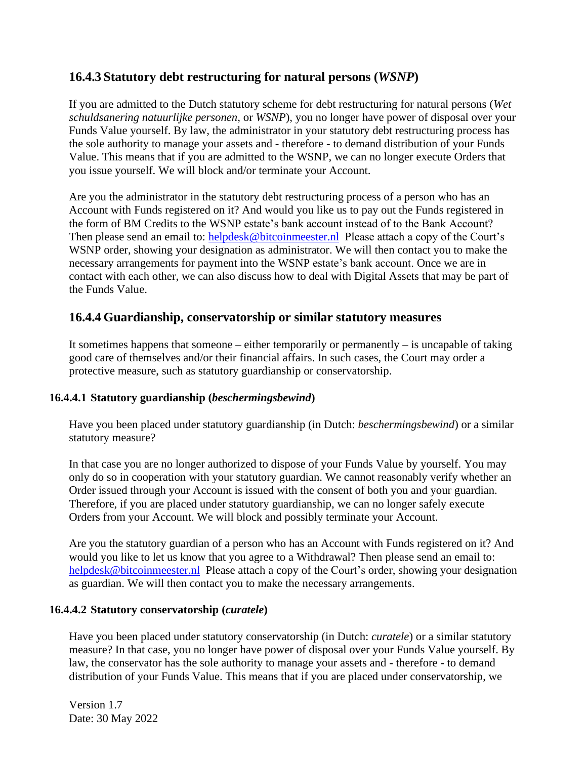## 16.4.3 Statutory debt restructuring for natural persons (*WSNP*)

If you are admitted to the Dutch statutory scheme for debt restructuring for natural persons (*Wet schuldsanering natuurlijke personen*, or *WSNP*), you no longer have power of disposal over your Funds Value yourself. By law, the administrator in your statutory debt restructuring process has the sole authority to manage your assets and - therefore - to demand distribution of your Funds Value. This means that if you are admitted to the WSNP, we can no longer execute Orders that you issue yourself. We will block and/or terminate your Account.

Are you the administrator in the statutory debt restructuring process of a person who has an Account with Funds registered on it? And would you like us to pay out the Funds registered in the form of BM Credits to the WSNP estate's bank account instead of to the Bank Account? Then please send an email to: helpdesk@bitcoinmeester.nl Please attach a copy of the Court's WSNP order, showing your designation as administrator. We will then contact you to make the necessary arrangements for payment into the WSNP estate's bank account. Once we are in contact with each other, we can also discuss how to deal with Digital Assets that may be part of the Funds Value.

## 16.4.4 Guardianship, conservatorship or similar statutory measures

It sometimes happens that someone – either temporarily or permanently – is uncapable of taking good care of themselves and/or their financial affairs. In such cases, the Court may order a protective measure, such as statutory guardianship or conservatorship.

### 16.4.4.1 Statutory guardianship (*beschermingsbewind*)

Have you been placed under statutory guardianship (in Dutch: *beschermingsbewind*) or a similar statutory measure?

In that case you are no longer authorized to dispose of your Funds Value by yourself. You may only do so in cooperation with your statutory guardian. We cannot reasonably verify whether an Order issued through your Account is issued with the consent of both you and your guardian. Therefore, if you are placed under statutory guardianship, we can no longer safely execute Orders from your Account. We will block and possibly terminate your Account.

Are you the statutory guardian of a person who has an Account with Funds registered on it? And would you like to let us know that you agree to a Withdrawal? Then please send an email to: helpdesk@bitcoinmeester.nl Please attach a copy of the Court's order, showing your designation as guardian. We will then contact you to make the necessary arrangements.

### 16.4.4.2 Statutory conservatorship (*curatele*)

Have you been placed under statutory conservatorship (in Dutch: *curatele*) or a similar statutory measure? In that case, you no longer have power of disposal over your Funds Value yourself. By law, the conservator has the sole authority to manage your assets and - therefore - to demand distribution of your Funds Value. This means that if you are placed under conservatorship, we

Version 1.7
Date: 30 May 2022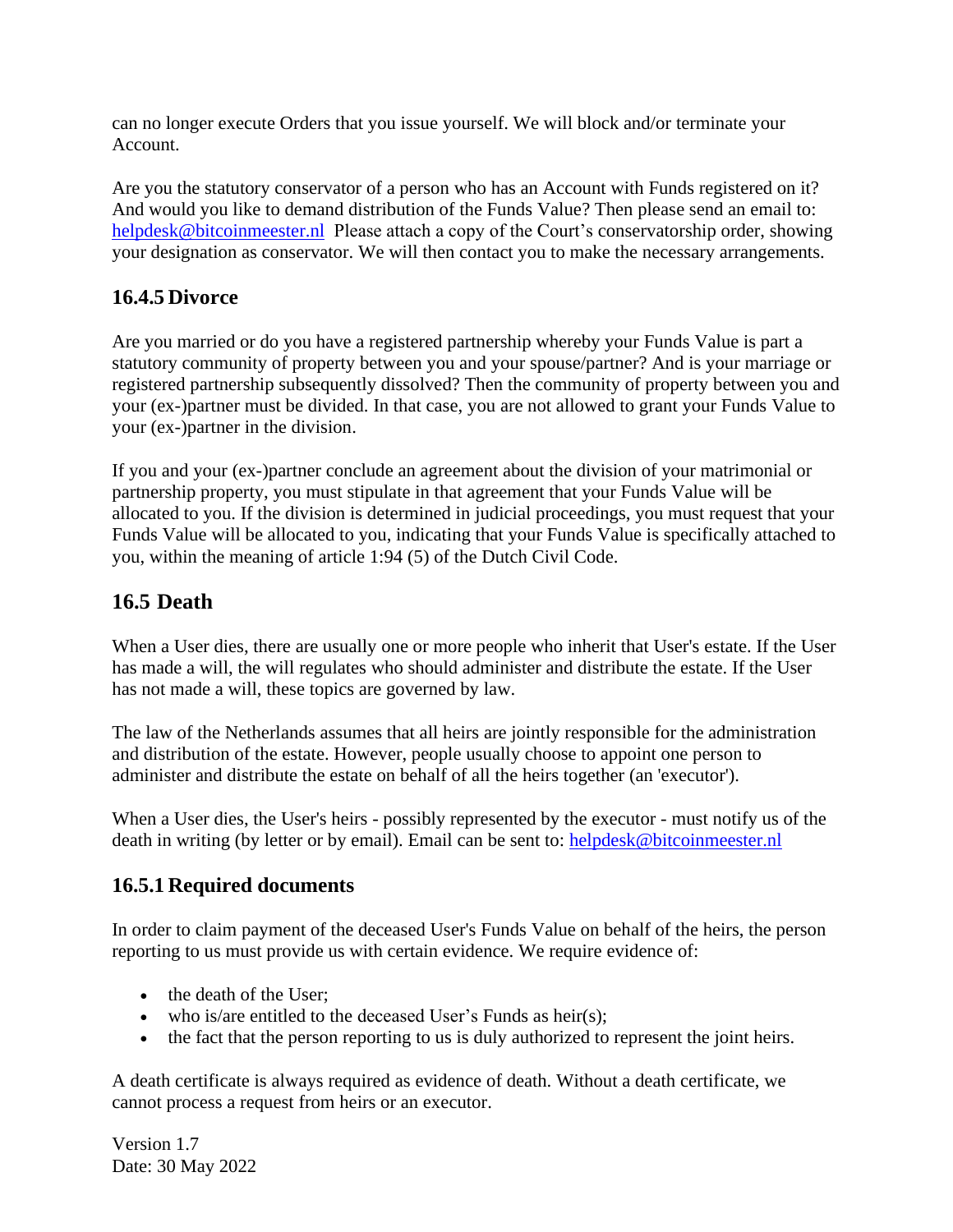can no longer execute Orders that you issue yourself. We will block and/or terminate your Account.

Are you the statutory conservator of a person who has an Account with Funds registered on it? And would you like to demand distribution of the Funds Value? Then please send an email to: helpdesk@bitcoinmeester.nl Please attach a copy of the Court's conservatorship order, showing your designation as conservator. We will then contact you to make the necessary arrangements.

### 16.4.5 Divorce

Are you married or do you have a registered partnership whereby your Funds Value is part a statutory community of property between you and your spouse/partner? And is your marriage or registered partnership subsequently dissolved? Then the community of property between you and your (ex-)partner must be divided. In that case, you are not allowed to grant your Funds Value to your (ex-)partner in the division.

If you and your (ex-)partner conclude an agreement about the division of your matrimonial or partnership property, you must stipulate in that agreement that your Funds Value will be allocated to you. If the division is determined in judicial proceedings, you must request that your Funds Value will be allocated to you, indicating that your Funds Value is specifically attached to you, within the meaning of article 1:94 (5) of the Dutch Civil Code.

## 16.5 Death

When a User dies, there are usually one or more people who inherit that User's estate. If the User has made a will, the will regulates who should administer and distribute the estate. If the User has not made a will, these topics are governed by law.

The law of the Netherlands assumes that all heirs are jointly responsible for the administration and distribution of the estate. However, people usually choose to appoint one person to administer and distribute the estate on behalf of all the heirs together (an 'executor').

When a User dies, the User's heirs - possibly represented by the executor - must notify us of the death in writing (by letter or by email). Email can be sent to: helpdesk@bitcoinmeester.nl

### 16.5.1 Required documents

In order to claim payment of the deceased User's Funds Value on behalf of the heirs, the person reporting to us must provide us with certain evidence. We require evidence of:

- the death of the User;
- who is/are entitled to the deceased User's Funds as heir(s);
- the fact that the person reporting to us is duly authorized to represent the joint heirs.

A death certificate is always required as evidence of death. Without a death certificate, we cannot process a request from heirs or an executor.

Version 1.7
Date: 30 May 2022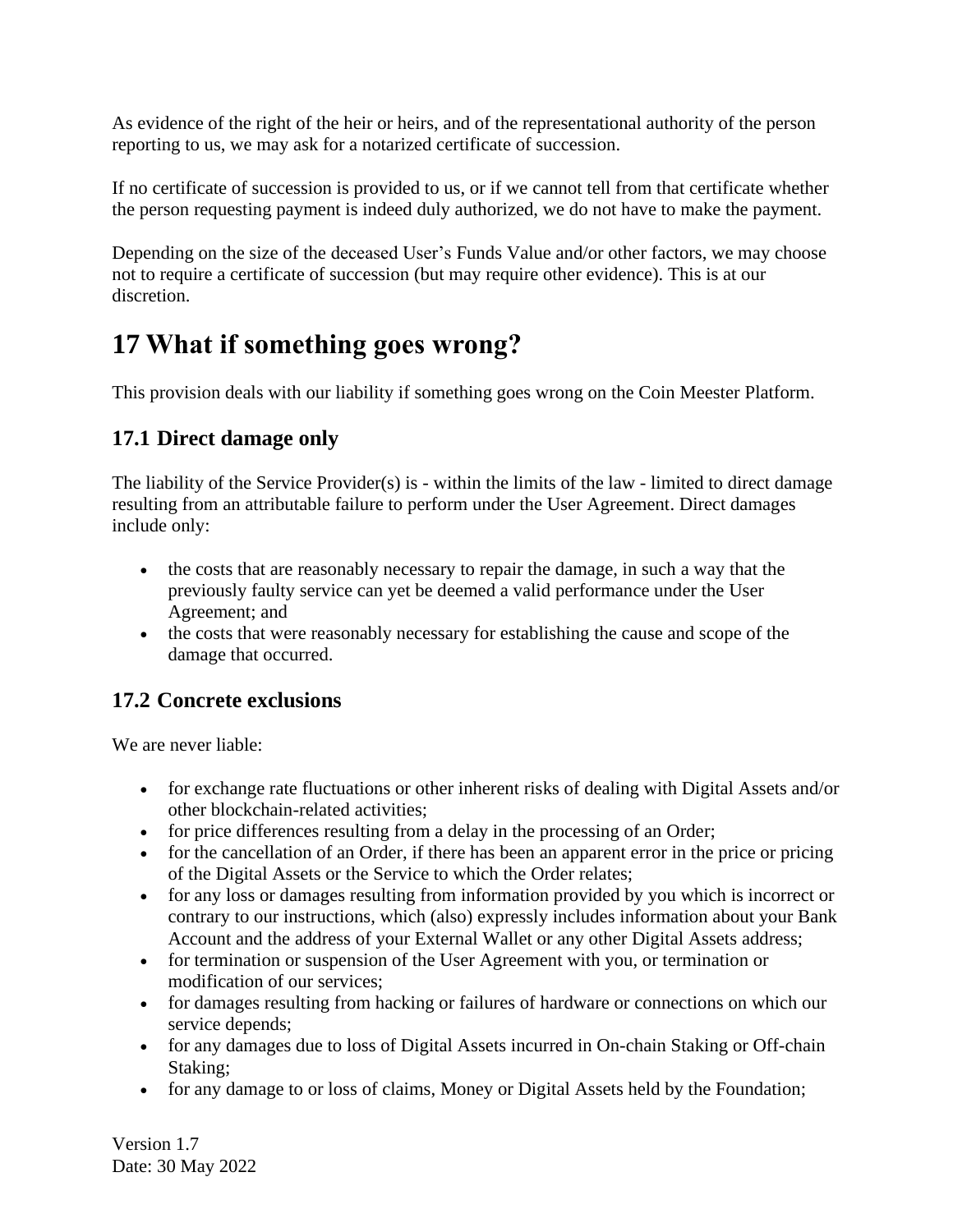As evidence of the right of the heir or heirs, and of the representational authority of the person reporting to us, we may ask for a notarized certificate of succession.

If no certificate of succession is provided to us, or if we cannot tell from that certificate whether the person requesting payment is indeed duly authorized, we do not have to make the payment.

Depending on the size of the deceased User's Funds Value and/or other factors, we may choose not to require a certificate of succession (but may require other evidence). This is at our discretion.

# 17 What if something goes wrong?

This provision deals with our liability if something goes wrong on the Coin Meester Platform.

## 17.1 Direct damage only

The liability of the Service Provider(s) is - within the limits of the law - limited to direct damage resulting from an attributable failure to perform under the User Agreement. Direct damages include only:

- the costs that are reasonably necessary to repair the damage, in such a way that the previously faulty service can yet be deemed a valid performance under the User Agreement; and
- the costs that were reasonably necessary for establishing the cause and scope of the damage that occurred.

## 17.2 Concrete exclusions

We are never liable:

- for exchange rate fluctuations or other inherent risks of dealing with Digital Assets and/or other blockchain-related activities;
- for price differences resulting from a delay in the processing of an Order;
- for the cancellation of an Order, if there has been an apparent error in the price or pricing of the Digital Assets or the Service to which the Order relates;
- for any loss or damages resulting from information provided by you which is incorrect or contrary to our instructions, which (also) expressly includes information about your Bank Account and the address of your External Wallet or any other Digital Assets address;
- for termination or suspension of the User Agreement with you, or termination or modification of our services;
- for damages resulting from hacking or failures of hardware or connections on which our service depends;
- for any damages due to loss of Digital Assets incurred in On-chain Staking or Off-chain Staking;
- for any damage to or loss of claims, Money or Digital Assets held by the Foundation;

Version 1.7
Date: 30 May 2022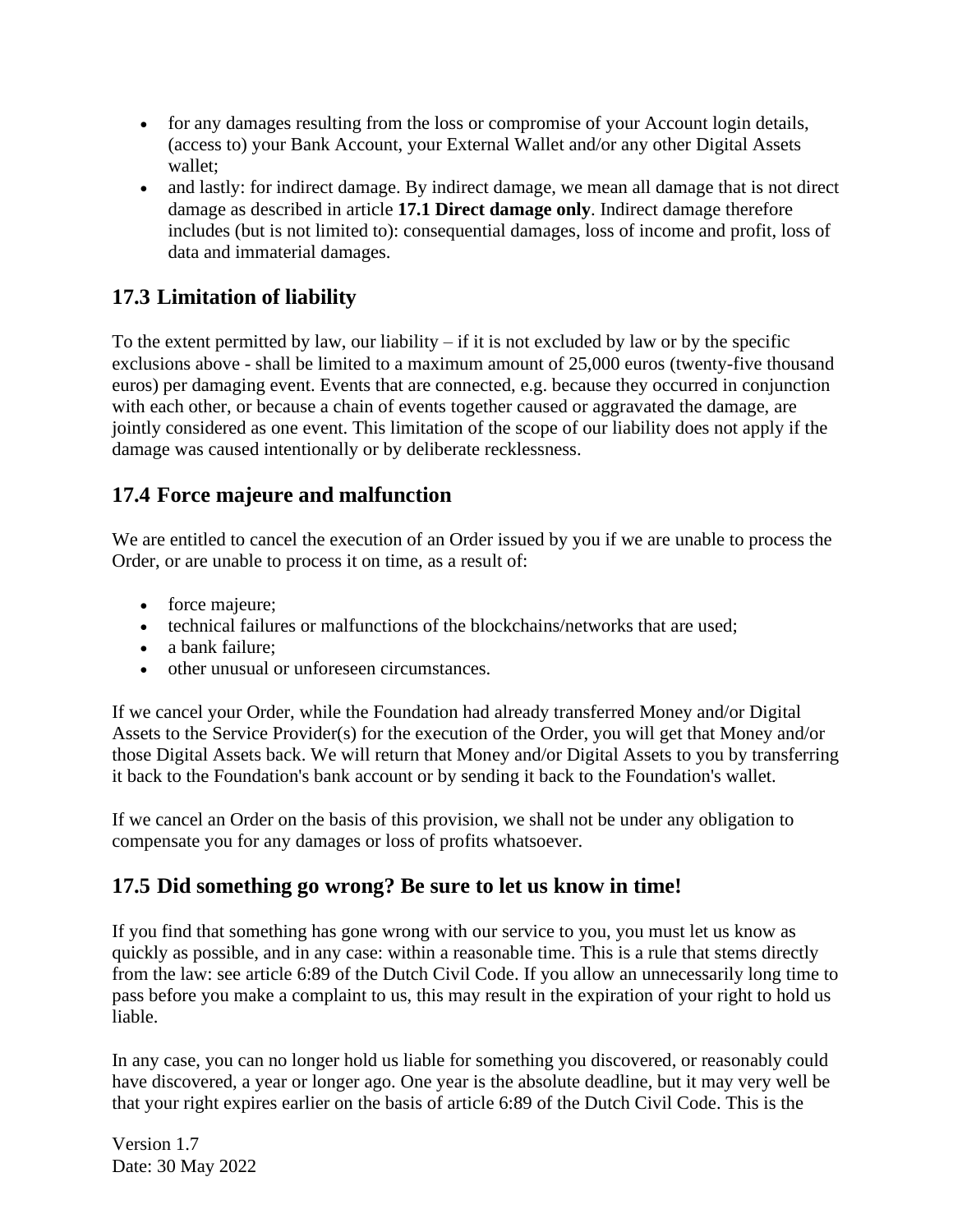- for any damages resulting from the loss or compromise of your Account login details, (access to) your Bank Account, your External Wallet and/or any other Digital Assets wallet;
- and lastly: for indirect damage. By indirect damage, we mean all damage that is not direct damage as described in article **17.1 Direct damage only**. Indirect damage therefore includes (but is not limited to): consequential damages, loss of income and profit, loss of data and immaterial damages.

## 17.3 Limitation of liability

To the extent permitted by law, our liability – if it is not excluded by law or by the specific exclusions above - shall be limited to a maximum amount of 25,000 euros (twenty-five thousand euros) per damaging event. Events that are connected, e.g. because they occurred in conjunction with each other, or because a chain of events together caused or aggravated the damage, are jointly considered as one event. This limitation of the scope of our liability does not apply if the damage was caused intentionally or by deliberate recklessness.

## 17.4 Force majeure and malfunction

We are entitled to cancel the execution of an Order issued by you if we are unable to process the Order, or are unable to process it on time, as a result of:

- force majeure;
- technical failures or malfunctions of the blockchains/networks that are used;
- a bank failure;
- other unusual or unforeseen circumstances.

If we cancel your Order, while the Foundation had already transferred Money and/or Digital Assets to the Service Provider(s) for the execution of the Order, you will get that Money and/or those Digital Assets back. We will return that Money and/or Digital Assets to you by transferring it back to the Foundation's bank account or by sending it back to the Foundation's wallet.

If we cancel an Order on the basis of this provision, we shall not be under any obligation to compensate you for any damages or loss of profits whatsoever.

## 17.5 Did something go wrong? Be sure to let us know in time!

If you find that something has gone wrong with our service to you, you must let us know as quickly as possible, and in any case: within a reasonable time. This is a rule that stems directly from the law: see article 6:89 of the Dutch Civil Code. If you allow an unnecessarily long time to pass before you make a complaint to us, this may result in the expiration of your right to hold us liable.

In any case, you can no longer hold us liable for something you discovered, or reasonably could have discovered, a year or longer ago. One year is the absolute deadline, but it may very well be that your right expires earlier on the basis of article 6:89 of the Dutch Civil Code. This is the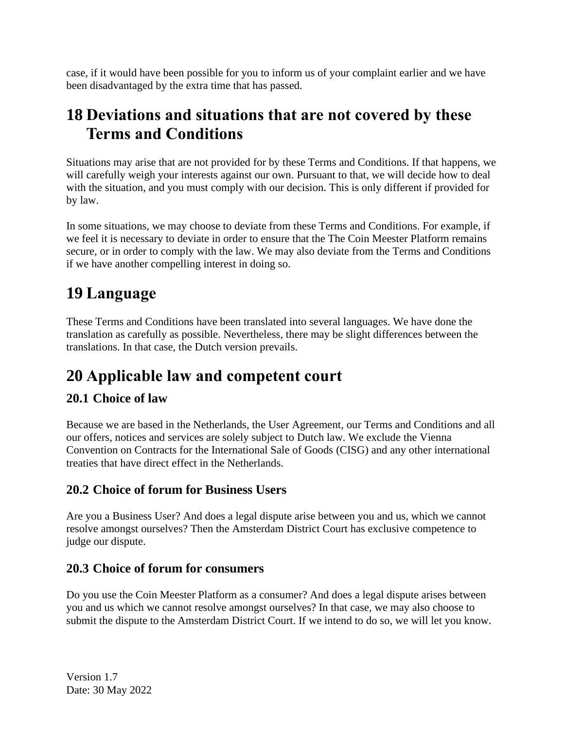case, if it would have been possible for you to inform us of your complaint earlier and we have been disadvantaged by the extra time that has passed.

# 18 Deviations and situations that are not covered by these Terms and Conditions

Situations may arise that are not provided for by these Terms and Conditions. If that happens, we will carefully weigh your interests against our own. Pursuant to that, we will decide how to deal with the situation, and you must comply with our decision. This is only different if provided for by law.

In some situations, we may choose to deviate from these Terms and Conditions. For example, if we feel it is necessary to deviate in order to ensure that the The Coin Meester Platform remains secure, or in order to comply with the law. We may also deviate from the Terms and Conditions if we have another compelling interest in doing so.

# 19 Language

These Terms and Conditions have been translated into several languages. We have done the translation as carefully as possible. Nevertheless, there may be slight differences between the translations. In that case, the Dutch version prevails.

# 20 Applicable law and competent court

## 20.1 Choice of law

Because we are based in the Netherlands, the User Agreement, our Terms and Conditions and all our offers, notices and services are solely subject to Dutch law. We exclude the Vienna Convention on Contracts for the International Sale of Goods (CISG) and any other international treaties that have direct effect in the Netherlands.

## 20.2 Choice of forum for Business Users

Are you a Business User? And does a legal dispute arise between you and us, which we cannot resolve amongst ourselves? Then the Amsterdam District Court has exclusive competence to judge our dispute.

## 20.3 Choice of forum for consumers

Do you use the Coin Meester Platform as a consumer? And does a legal dispute arises between you and us which we cannot resolve amongst ourselves? In that case, we may also choose to submit the dispute to the Amsterdam District Court. If we intend to do so, we will let you know.

Version 1.7
Date: 30 May 2022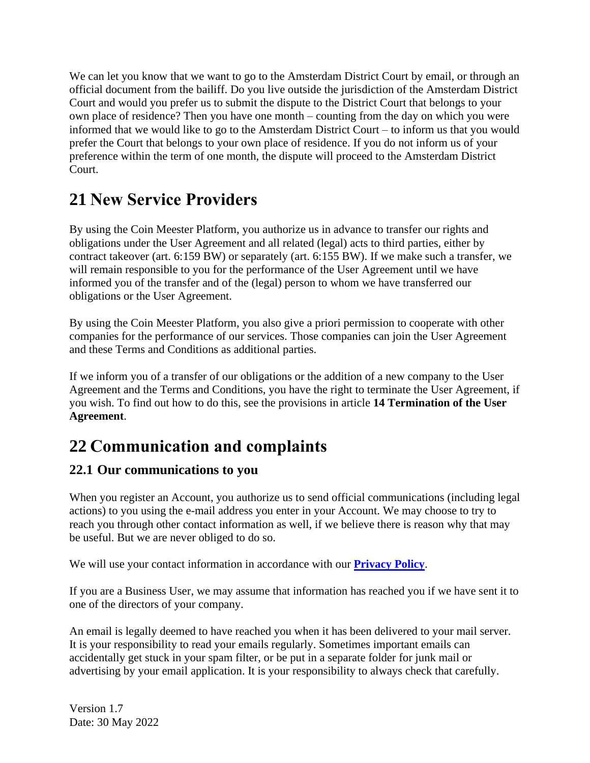We can let you know that we want to go to the Amsterdam District Court by email, or through an official document from the bailiff. Do you live outside the jurisdiction of the Amsterdam District Court and would you prefer us to submit the dispute to the District Court that belongs to your own place of residence? Then you have one month – counting from the day on which you were informed that we would like to go to the Amsterdam District Court – to inform us that you would prefer the Court that belongs to your own place of residence. If you do not inform us of your preference within the term of one month, the dispute will proceed to the Amsterdam District Court.

# 21 New Service Providers

By using the Coin Meester Platform, you authorize us in advance to transfer our rights and obligations under the User Agreement and all related (legal) acts to third parties, either by contract takeover (art. 6:159 BW) or separately (art. 6:155 BW). If we make such a transfer, we will remain responsible to you for the performance of the User Agreement until we have informed you of the transfer and of the (legal) person to whom we have transferred our obligations or the User Agreement.

By using the Coin Meester Platform, you also give a priori permission to cooperate with other companies for the performance of our services. Those companies can join the User Agreement and these Terms and Conditions as additional parties.

If we inform you of a transfer of our obligations or the addition of a new company to the User Agreement and the Terms and Conditions, you have the right to terminate the User Agreement, if you wish. To find out how to do this, see the provisions in article **14 Termination of the User Agreement**.

# 22 Communication and complaints

## 22.1 Our communications to you

When you register an Account, you authorize us to send official communications (including legal actions) to you using the e-mail address you enter in your Account. We may choose to try to reach you through other contact information as well, if we believe there is reason why that may be useful. But we are never obliged to do so.

We will use your contact information in accordance with our **Privacy Policy**.

If you are a Business User, we may assume that information has reached you if we have sent it to one of the directors of your company.

An email is legally deemed to have reached you when it has been delivered to your mail server. It is your responsibility to read your emails regularly. Sometimes important emails can accidentally get stuck in your spam filter, or be put in a separate folder for junk mail or advertising by your email application. It is your responsibility to always check that carefully.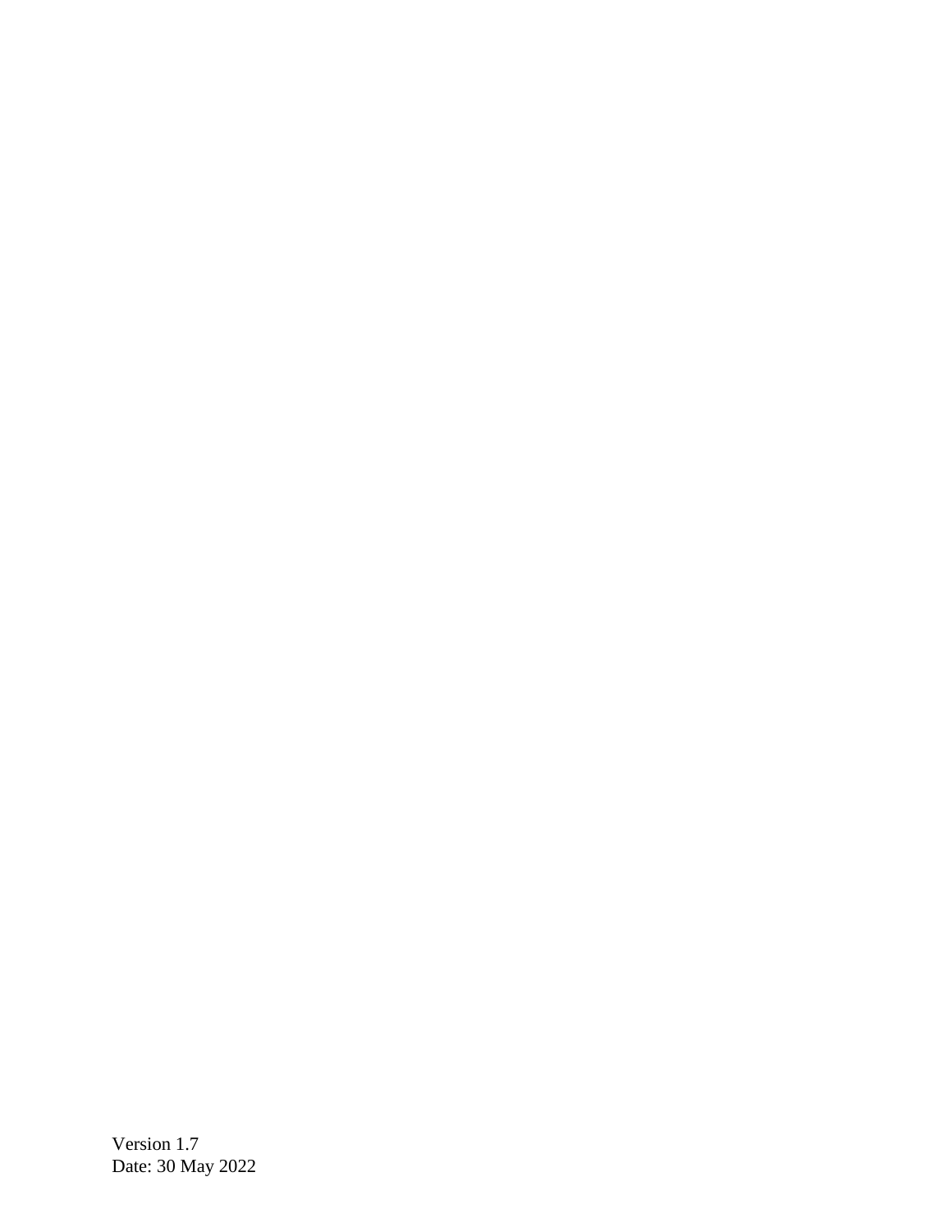Version 1.7
Date: 30 May 2022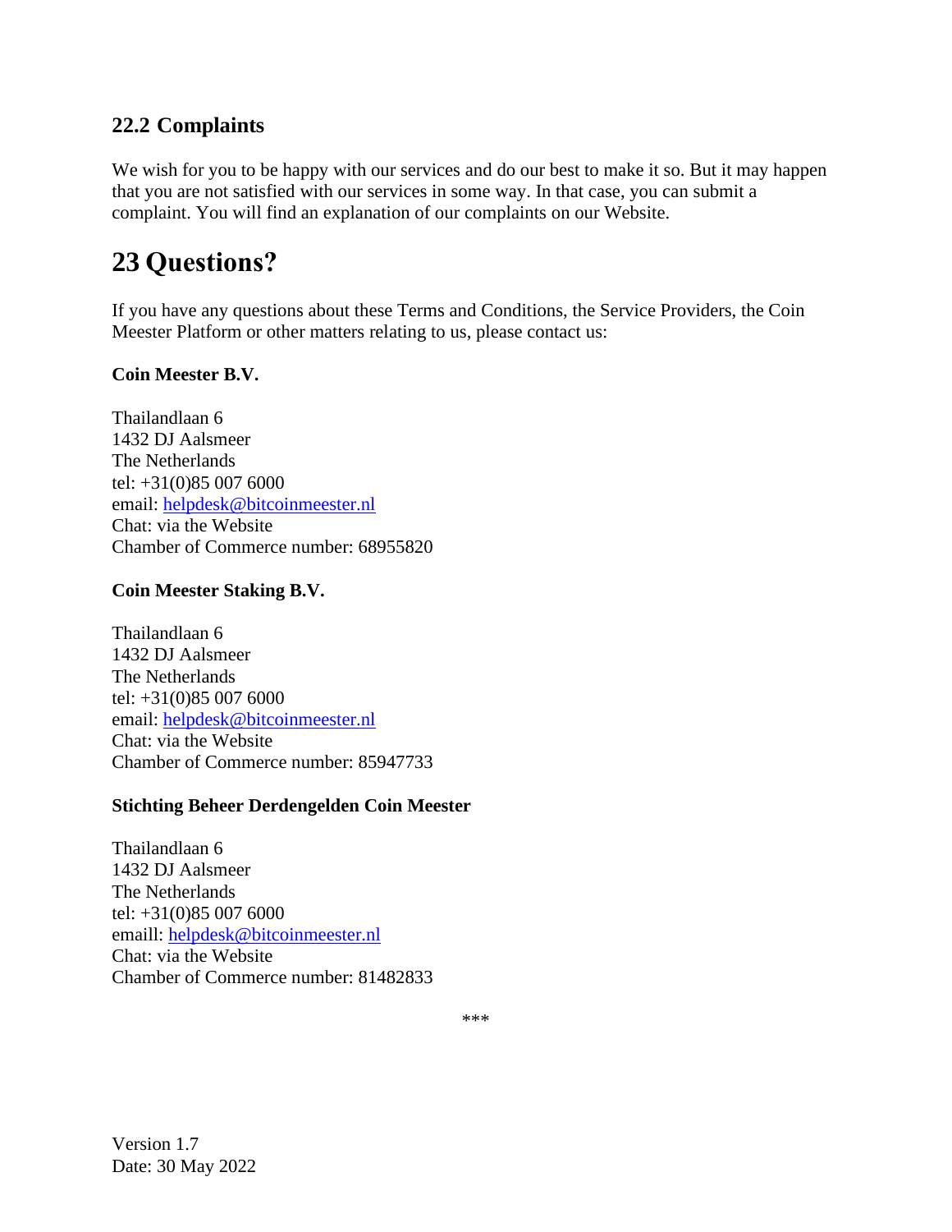## 22.2 Complaints

We wish for you to be happy with our services and do our best to make it so. But it may happen that you are not satisfied with our services in some way. In that case, you can submit a complaint. You will find an explanation of our complaints on our Website.

# 23 Questions?

If you have any questions about these Terms and Conditions, the Service Providers, the Coin Meester Platform or other matters relating to us, please contact us:

**Coin Meester B.V.**

Thailandlaan 6
1432 DJ Aalsmeer
The Netherlands
tel: +31(0)85 007 6000
email: helpdesk@bitcoinmeester.nl
Chat: via the Website
Chamber of Commerce number: 68955820

**Coin Meester Staking B.V.**

Thailandlaan 6
1432 DJ Aalsmeer
The Netherlands
tel: +31(0)85 007 6000
email: helpdesk@bitcoinmeester.nl
Chat: via the Website
Chamber of Commerce number: 85947733

**Stichting Beheer Derdengelden Coin Meester**

Thailandlaan 6
1432 DJ Aalsmeer
The Netherlands
tel: +31(0)85 007 6000
emaill: helpdesk@bitcoinmeester.nl
Chat: via the Website
Chamber of Commerce number: 81482833

***

Version 1.7
Date: 30 May 2022